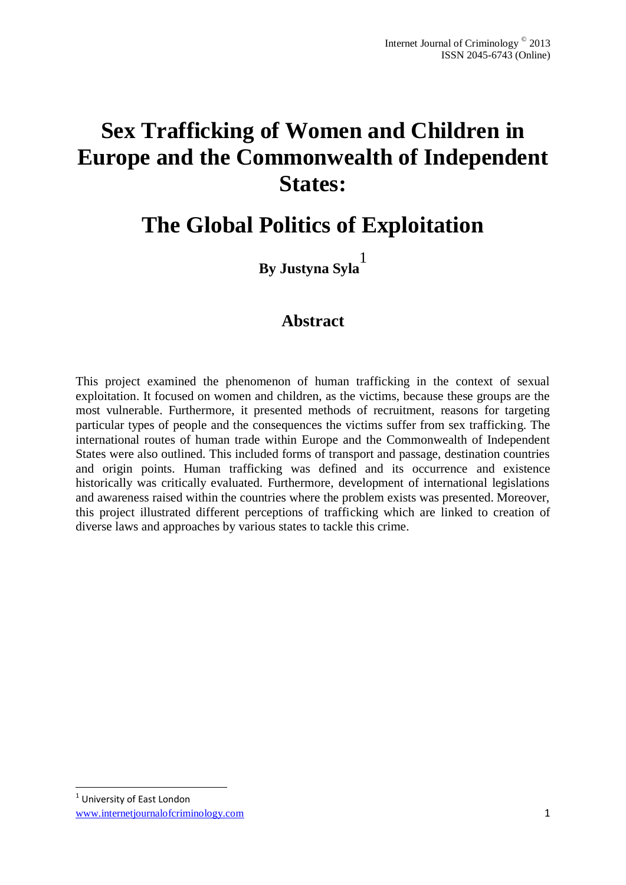# Sex Trafficking of Women and Children in Europe and the Commonwealth of Independent States:

# The Global Politics of Exploitation

**By Justyna Syla**[1]

## Abstract

This project examined the phenomenon of human trafficking in the context of sexual exploitation. It focused on women and children, as the victims, because these groups are the most vulnerable. Furthermore, it presented methods of recruitment, reasons for targeting particular types of people and the consequences the victims suffer from sex trafficking. The international routes of human trade within Europe and the Commonwealth of Independent States were also outlined. This included forms of transport and passage, destination countries and origin points. Human trafficking was defined and its occurrence and existence historically was critically evaluated. Furthermore, development of international legislations and awareness raised within the countries where the problem exists was presented. Moreover, this project illustrated different perceptions of trafficking which are linked to creation of diverse laws and approaches by various states to tackle this crime.

[1] University of East London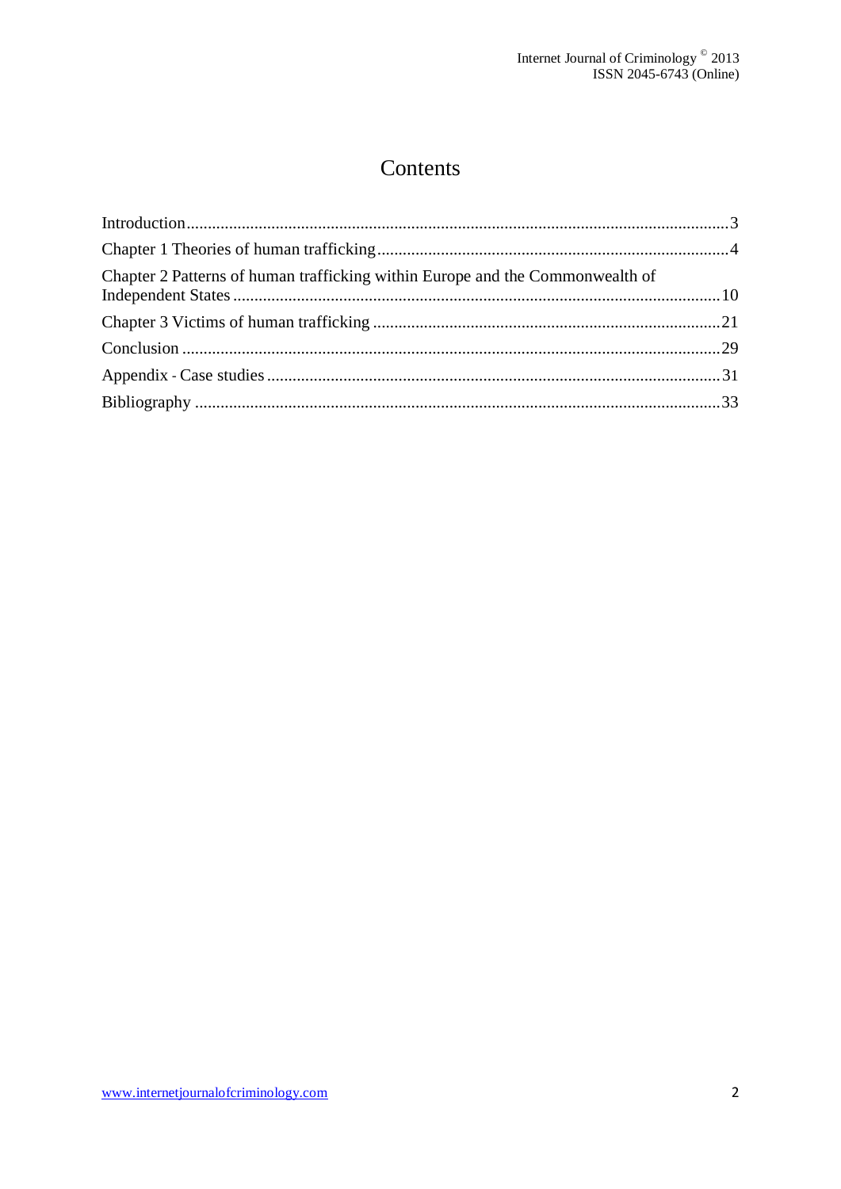# Contents

Introduction................................................................................................................3

Chapter 1 Theories of human trafficking..................................................................4

Chapter 2 Patterns of human trafficking within Europe and the Commonwealth of Independent States..................................................................................................10

Chapter 3 Victims of human trafficking..................................................................21

Conclusion...............................................................................................................29

Appendix - Case studies..........................................................................................31

Bibliography............................................................................................................33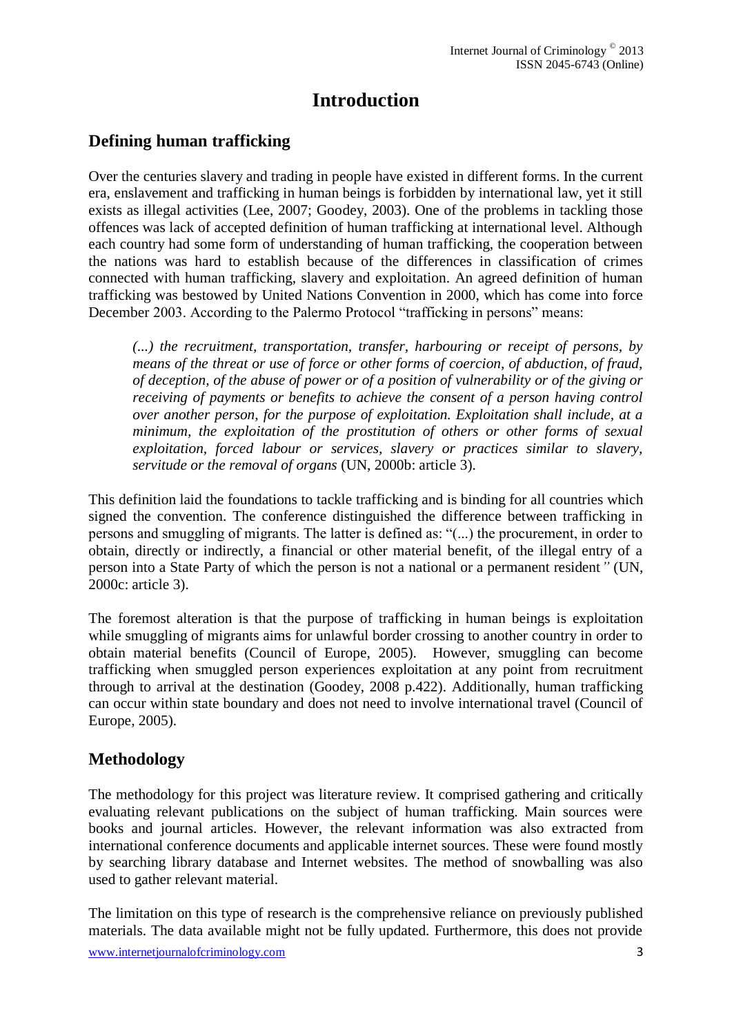# Introduction

## Defining human trafficking

Over the centuries slavery and trading in people have existed in different forms. In the current era, enslavement and trafficking in human beings is forbidden by international law, yet it still exists as illegal activities (Lee, 2007; Goodey, 2003). One of the problems in tackling those offences was lack of accepted definition of human trafficking at international level. Although each country had some form of understanding of human trafficking, the cooperation between the nations was hard to establish because of the differences in classification of crimes connected with human trafficking, slavery and exploitation. An agreed definition of human trafficking was bestowed by United Nations Convention in 2000, which has come into force December 2003. According to the Palermo Protocol "trafficking in persons" means:

> *(...) the recruitment, transportation, transfer, harbouring or receipt of persons, by means of the threat or use of force or other forms of coercion, of abduction, of fraud, of deception, of the abuse of power or of a position of vulnerability or of the giving or receiving of payments or benefits to achieve the consent of a person having control over another person, for the purpose of exploitation. Exploitation shall include, at a minimum, the exploitation of the prostitution of others or other forms of sexual exploitation, forced labour or services, slavery or practices similar to slavery, servitude or the removal of organs* (UN, 2000b: article 3).

This definition laid the foundations to tackle trafficking and is binding for all countries which signed the convention. The conference distinguished the difference between trafficking in persons and smuggling of migrants. The latter is defined as: "(...) the procurement, in order to obtain, directly or indirectly, a financial or other material benefit, of the illegal entry of a person into a State Party of which the person is not a national or a permanent resident*"* (UN, 2000c: article 3).

The foremost alteration is that the purpose of trafficking in human beings is exploitation while smuggling of migrants aims for unlawful border crossing to another country in order to obtain material benefits (Council of Europe, 2005). However, smuggling can become trafficking when smuggled person experiences exploitation at any point from recruitment through to arrival at the destination (Goodey, 2008 p.422). Additionally, human trafficking can occur within state boundary and does not need to involve international travel (Council of Europe, 2005).

## Methodology

The methodology for this project was literature review. It comprised gathering and critically evaluating relevant publications on the subject of human trafficking. Main sources were books and journal articles. However, the relevant information was also extracted from international conference documents and applicable internet sources. These were found mostly by searching library database and Internet websites. The method of snowballing was also used to gather relevant material.

The limitation on this type of research is the comprehensive reliance on previously published materials. The data available might not be fully updated. Furthermore, this does not provide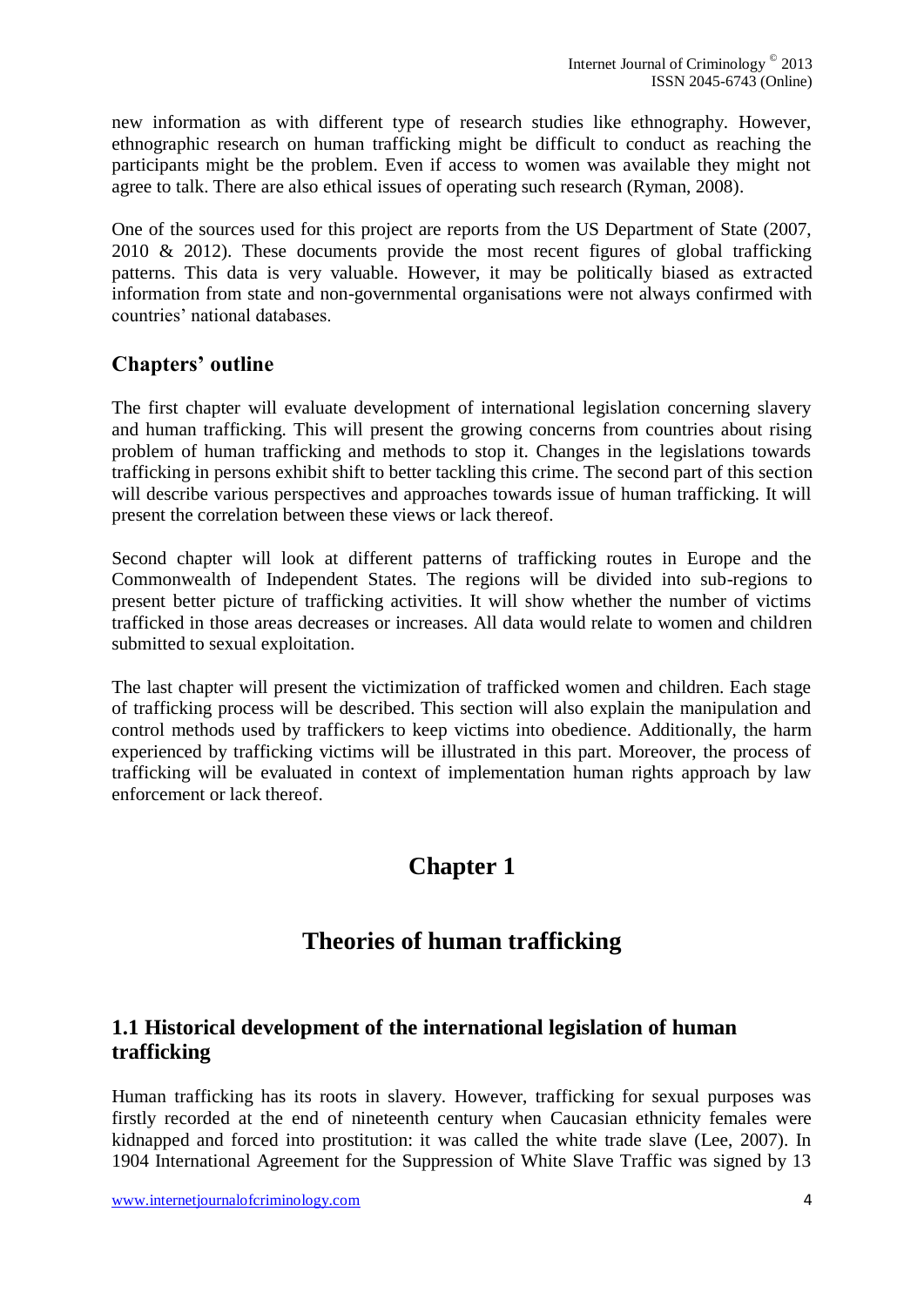new information as with different type of research studies like ethnography. However, ethnographic research on human trafficking might be difficult to conduct as reaching the participants might be the problem. Even if access to women was available they might not agree to talk. There are also ethical issues of operating such research (Ryman, 2008).

One of the sources used for this project are reports from the US Department of State (2007, 2010 & 2012). These documents provide the most recent figures of global trafficking patterns. This data is very valuable. However, it may be politically biased as extracted information from state and non-governmental organisations were not always confirmed with countries' national databases.

### Chapters' outline

The first chapter will evaluate development of international legislation concerning slavery and human trafficking. This will present the growing concerns from countries about rising problem of human trafficking and methods to stop it. Changes in the legislations towards trafficking in persons exhibit shift to better tackling this crime. The second part of this section will describe various perspectives and approaches towards issue of human trafficking. It will present the correlation between these views or lack thereof.

Second chapter will look at different patterns of trafficking routes in Europe and the Commonwealth of Independent States. The regions will be divided into sub-regions to present better picture of trafficking activities. It will show whether the number of victims trafficked in those areas decreases or increases. All data would relate to women and children submitted to sexual exploitation.

The last chapter will present the victimization of trafficked women and children. Each stage of trafficking process will be described. This section will also explain the manipulation and control methods used by traffickers to keep victims into obedience. Additionally, the harm experienced by trafficking victims will be illustrated in this part. Moreover, the process of trafficking will be evaluated in context of implementation human rights approach by law enforcement or lack thereof.

# Chapter 1

## Theories of human trafficking

### 1.1 Historical development of the international legislation of human trafficking

Human trafficking has its roots in slavery. However, trafficking for sexual purposes was firstly recorded at the end of nineteenth century when Caucasian ethnicity females were kidnapped and forced into prostitution: it was called the white trade slave (Lee, 2007). In 1904 International Agreement for the Suppression of White Slave Traffic was signed by 13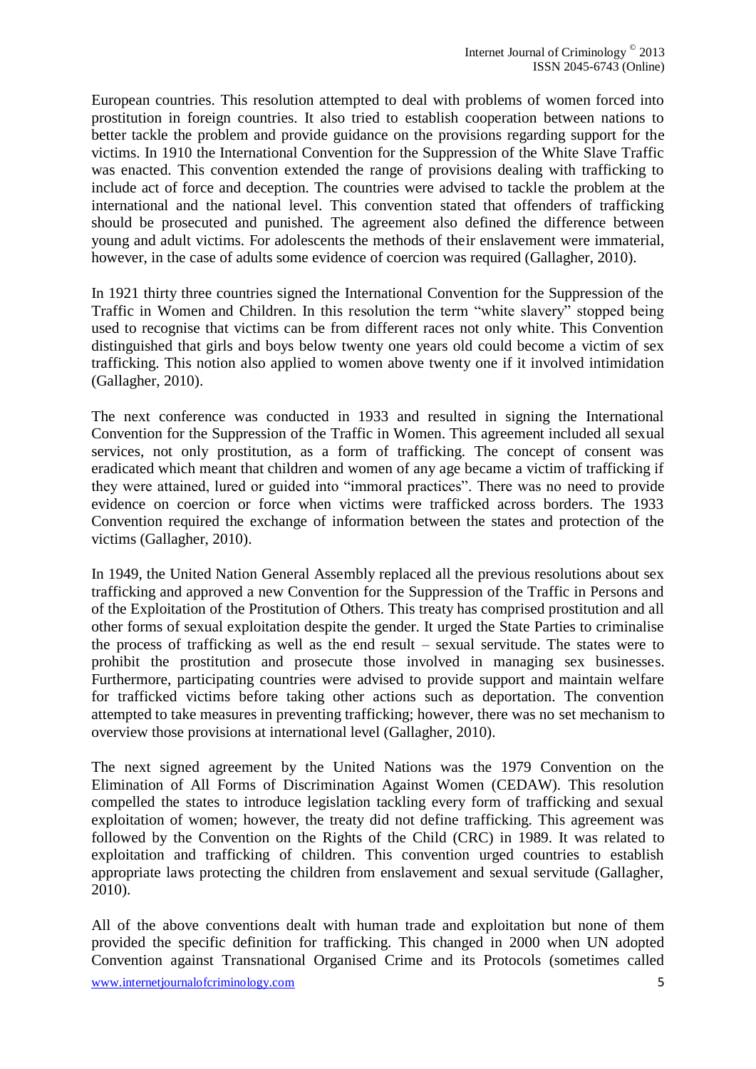European countries. This resolution attempted to deal with problems of women forced into prostitution in foreign countries. It also tried to establish cooperation between nations to better tackle the problem and provide guidance on the provisions regarding support for the victims. In 1910 the International Convention for the Suppression of the White Slave Traffic was enacted. This convention extended the range of provisions dealing with trafficking to include act of force and deception. The countries were advised to tackle the problem at the international and the national level. This convention stated that offenders of trafficking should be prosecuted and punished. The agreement also defined the difference between young and adult victims. For adolescents the methods of their enslavement were immaterial, however, in the case of adults some evidence of coercion was required (Gallagher, 2010).

In 1921 thirty three countries signed the International Convention for the Suppression of the Traffic in Women and Children. In this resolution the term "white slavery" stopped being used to recognise that victims can be from different races not only white. This Convention distinguished that girls and boys below twenty one years old could become a victim of sex trafficking. This notion also applied to women above twenty one if it involved intimidation (Gallagher, 2010).

The next conference was conducted in 1933 and resulted in signing the International Convention for the Suppression of the Traffic in Women. This agreement included all sexual services, not only prostitution, as a form of trafficking. The concept of consent was eradicated which meant that children and women of any age became a victim of trafficking if they were attained, lured or guided into "immoral practices". There was no need to provide evidence on coercion or force when victims were trafficked across borders. The 1933 Convention required the exchange of information between the states and protection of the victims (Gallagher, 2010).

In 1949, the United Nation General Assembly replaced all the previous resolutions about sex trafficking and approved a new Convention for the Suppression of the Traffic in Persons and of the Exploitation of the Prostitution of Others. This treaty has comprised prostitution and all other forms of sexual exploitation despite the gender. It urged the State Parties to criminalise the process of trafficking as well as the end result – sexual servitude. The states were to prohibit the prostitution and prosecute those involved in managing sex businesses. Furthermore, participating countries were advised to provide support and maintain welfare for trafficked victims before taking other actions such as deportation. The convention attempted to take measures in preventing trafficking; however, there was no set mechanism to overview those provisions at international level (Gallagher, 2010).

The next signed agreement by the United Nations was the 1979 Convention on the Elimination of All Forms of Discrimination Against Women (CEDAW). This resolution compelled the states to introduce legislation tackling every form of trafficking and sexual exploitation of women; however, the treaty did not define trafficking. This agreement was followed by the Convention on the Rights of the Child (CRC) in 1989. It was related to exploitation and trafficking of children. This convention urged countries to establish appropriate laws protecting the children from enslavement and sexual servitude (Gallagher, 2010).

All of the above conventions dealt with human trade and exploitation but none of them provided the specific definition for trafficking. This changed in 2000 when UN adopted Convention against Transnational Organised Crime and its Protocols (sometimes called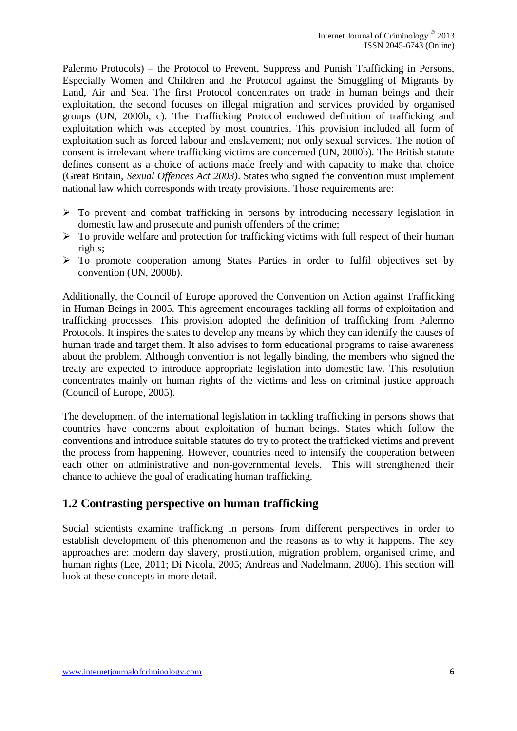Palermo Protocols) – the Protocol to Prevent, Suppress and Punish Trafficking in Persons, Especially Women and Children and the Protocol against the Smuggling of Migrants by Land, Air and Sea. The first Protocol concentrates on trade in human beings and their exploitation, the second focuses on illegal migration and services provided by organised groups (UN, 2000b, c). The Trafficking Protocol endowed definition of trafficking and exploitation which was accepted by most countries. This provision included all form of exploitation such as forced labour and enslavement; not only sexual services. The notion of consent is irrelevant where trafficking victims are concerned (UN, 2000b). The British statute defines consent as a choice of actions made freely and with capacity to make that choice (Great Britain, *Sexual Offences Act 2003)*. States who signed the convention must implement national law which corresponds with treaty provisions. Those requirements are:

- To prevent and combat trafficking in persons by introducing necessary legislation in domestic law and prosecute and punish offenders of the crime;
- To provide welfare and protection for trafficking victims with full respect of their human rights;
- To promote cooperation among States Parties in order to fulfil objectives set by convention (UN, 2000b).

Additionally, the Council of Europe approved the Convention on Action against Trafficking in Human Beings in 2005. This agreement encourages tackling all forms of exploitation and trafficking processes. This provision adopted the definition of trafficking from Palermo Protocols. It inspires the states to develop any means by which they can identify the causes of human trade and target them. It also advises to form educational programs to raise awareness about the problem. Although convention is not legally binding, the members who signed the treaty are expected to introduce appropriate legislation into domestic law. This resolution concentrates mainly on human rights of the victims and less on criminal justice approach (Council of Europe, 2005).

The development of the international legislation in tackling trafficking in persons shows that countries have concerns about exploitation of human beings. States which follow the conventions and introduce suitable statutes do try to protect the trafficked victims and prevent the process from happening. However, countries need to intensify the cooperation between each other on administrative and non-governmental levels. This will strengthened their chance to achieve the goal of eradicating human trafficking.

## 1.2 Contrasting perspective on human trafficking

Social scientists examine trafficking in persons from different perspectives in order to establish development of this phenomenon and the reasons as to why it happens. The key approaches are: modern day slavery, prostitution, migration problem, organised crime, and human rights (Lee, 2011; Di Nicola, 2005; Andreas and Nadelmann, 2006). This section will look at these concepts in more detail.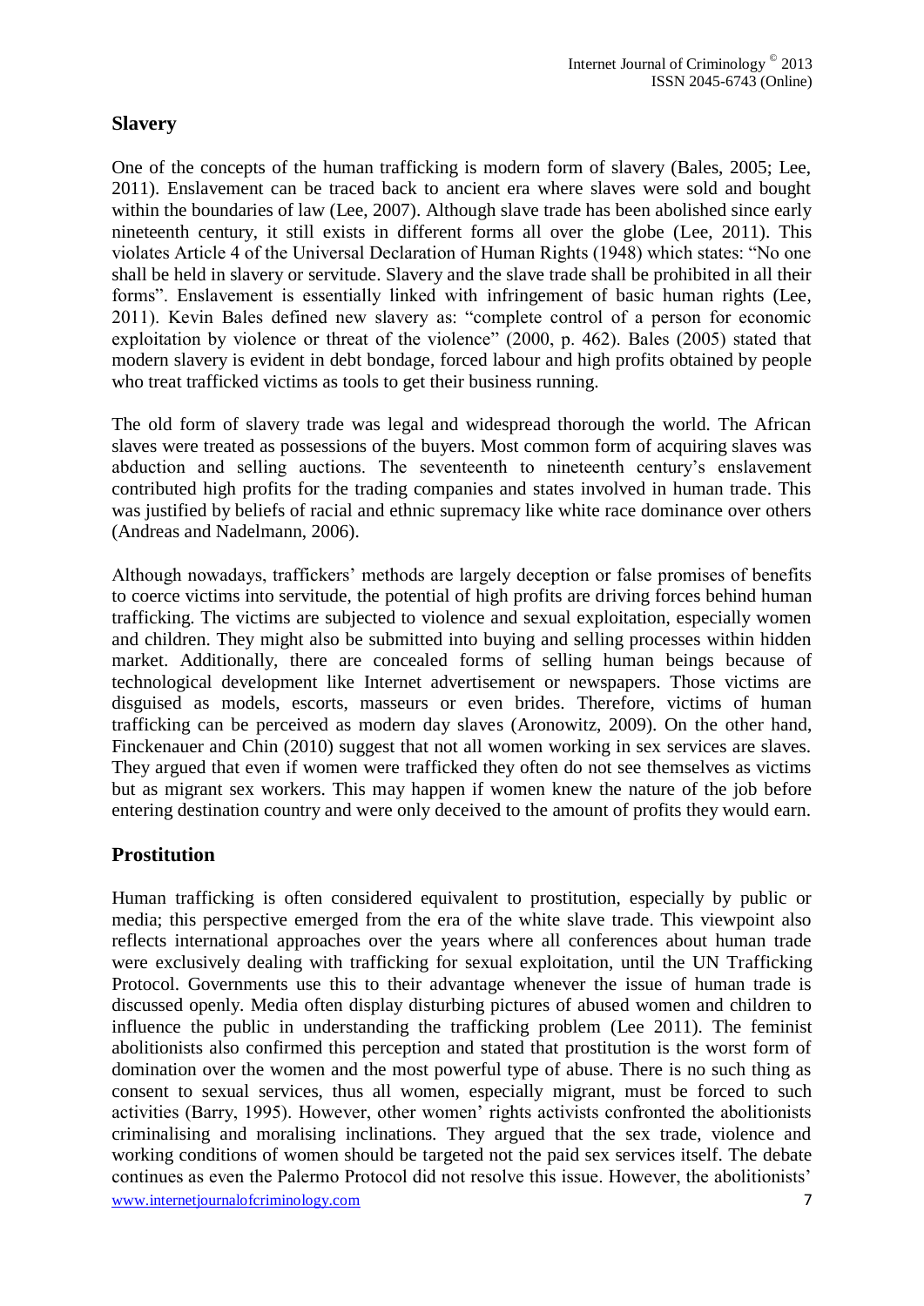## Slavery

One of the concepts of the human trafficking is modern form of slavery (Bales, 2005; Lee, 2011). Enslavement can be traced back to ancient era where slaves were sold and bought within the boundaries of law (Lee, 2007). Although slave trade has been abolished since early nineteenth century, it still exists in different forms all over the globe (Lee, 2011). This violates Article 4 of the Universal Declaration of Human Rights (1948) which states: "No one shall be held in slavery or servitude. Slavery and the slave trade shall be prohibited in all their forms". Enslavement is essentially linked with infringement of basic human rights (Lee, 2011). Kevin Bales defined new slavery as: "complete control of a person for economic exploitation by violence or threat of the violence" (2000, p. 462). Bales (2005) stated that modern slavery is evident in debt bondage, forced labour and high profits obtained by people who treat trafficked victims as tools to get their business running.

The old form of slavery trade was legal and widespread thorough the world. The African slaves were treated as possessions of the buyers. Most common form of acquiring slaves was abduction and selling auctions. The seventeenth to nineteenth century's enslavement contributed high profits for the trading companies and states involved in human trade. This was justified by beliefs of racial and ethnic supremacy like white race dominance over others (Andreas and Nadelmann, 2006).

Although nowadays, traffickers' methods are largely deception or false promises of benefits to coerce victims into servitude, the potential of high profits are driving forces behind human trafficking. The victims are subjected to violence and sexual exploitation, especially women and children. They might also be submitted into buying and selling processes within hidden market. Additionally, there are concealed forms of selling human beings because of technological development like Internet advertisement or newspapers. Those victims are disguised as models, escorts, masseurs or even brides. Therefore, victims of human trafficking can be perceived as modern day slaves (Aronowitz, 2009). On the other hand, Finckenauer and Chin (2010) suggest that not all women working in sex services are slaves. They argued that even if women were trafficked they often do not see themselves as victims but as migrant sex workers. This may happen if women knew the nature of the job before entering destination country and were only deceived to the amount of profits they would earn.

## Prostitution

Human trafficking is often considered equivalent to prostitution, especially by public or media; this perspective emerged from the era of the white slave trade. This viewpoint also reflects international approaches over the years where all conferences about human trade were exclusively dealing with trafficking for sexual exploitation, until the UN Trafficking Protocol. Governments use this to their advantage whenever the issue of human trade is discussed openly. Media often display disturbing pictures of abused women and children to influence the public in understanding the trafficking problem (Lee 2011). The feminist abolitionists also confirmed this perception and stated that prostitution is the worst form of domination over the women and the most powerful type of abuse. There is no such thing as consent to sexual services, thus all women, especially migrant, must be forced to such activities (Barry, 1995). However, other women' rights activists confronted the abolitionists criminalising and moralising inclinations. They argued that the sex trade, violence and working conditions of women should be targeted not the paid sex services itself. The debate continues as even the Palermo Protocol did not resolve this issue. However, the abolitionists'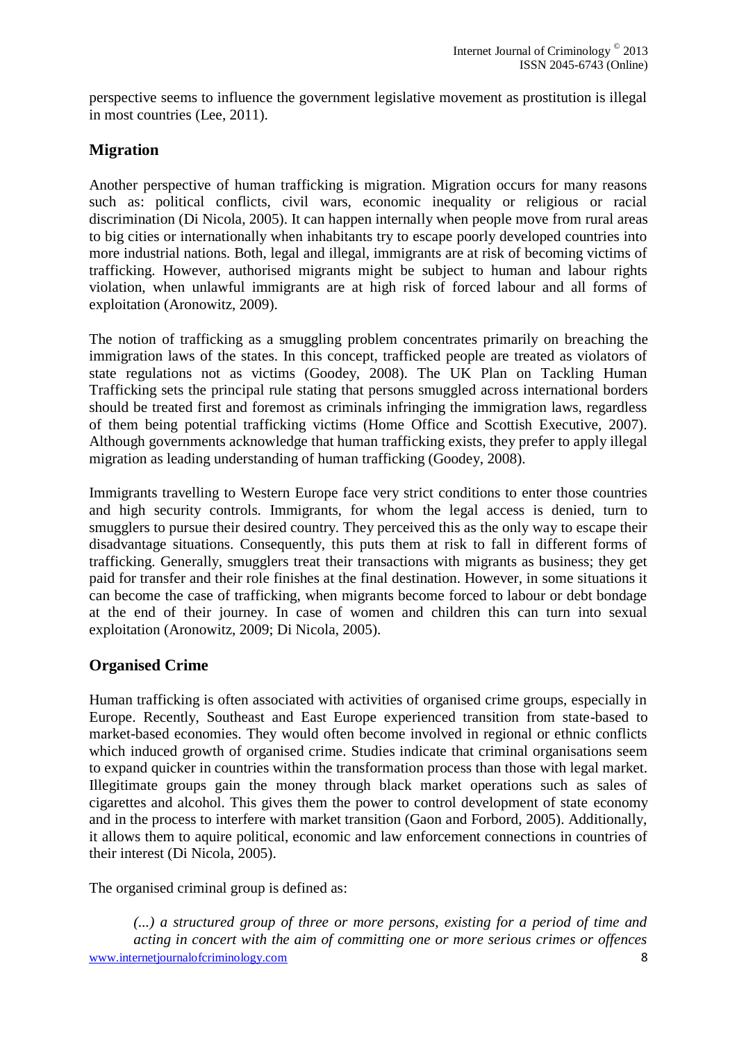perspective seems to influence the government legislative movement as prostitution is illegal in most countries (Lee, 2011).

## Migration

Another perspective of human trafficking is migration. Migration occurs for many reasons such as: political conflicts, civil wars, economic inequality or religious or racial discrimination (Di Nicola, 2005). It can happen internally when people move from rural areas to big cities or internationally when inhabitants try to escape poorly developed countries into more industrial nations. Both, legal and illegal, immigrants are at risk of becoming victims of trafficking. However, authorised migrants might be subject to human and labour rights violation, when unlawful immigrants are at high risk of forced labour and all forms of exploitation (Aronowitz, 2009).

The notion of trafficking as a smuggling problem concentrates primarily on breaching the immigration laws of the states. In this concept, trafficked people are treated as violators of state regulations not as victims (Goodey, 2008). The UK Plan on Tackling Human Trafficking sets the principal rule stating that persons smuggled across international borders should be treated first and foremost as criminals infringing the immigration laws, regardless of them being potential trafficking victims (Home Office and Scottish Executive, 2007). Although governments acknowledge that human trafficking exists, they prefer to apply illegal migration as leading understanding of human trafficking (Goodey, 2008).

Immigrants travelling to Western Europe face very strict conditions to enter those countries and high security controls. Immigrants, for whom the legal access is denied, turn to smugglers to pursue their desired country. They perceived this as the only way to escape their disadvantage situations. Consequently, this puts them at risk to fall in different forms of trafficking. Generally, smugglers treat their transactions with migrants as business; they get paid for transfer and their role finishes at the final destination. However, in some situations it can become the case of trafficking, when migrants become forced to labour or debt bondage at the end of their journey. In case of women and children this can turn into sexual exploitation (Aronowitz, 2009; Di Nicola, 2005).

## Organised Crime

Human trafficking is often associated with activities of organised crime groups, especially in Europe. Recently, Southeast and East Europe experienced transition from state-based to market-based economies. They would often become involved in regional or ethnic conflicts which induced growth of organised crime. Studies indicate that criminal organisations seem to expand quicker in countries within the transformation process than those with legal market. Illegitimate groups gain the money through black market operations such as sales of cigarettes and alcohol. This gives them the power to control development of state economy and in the process to interfere with market transition (Gaon and Forbord, 2005). Additionally, it allows them to aquire political, economic and law enforcement connections in countries of their interest (Di Nicola, 2005).

The organised criminal group is defined as:

> *(...) a structured group of three or more persons, existing for a period of time and acting in concert with the aim of committing one or more serious crimes or offences*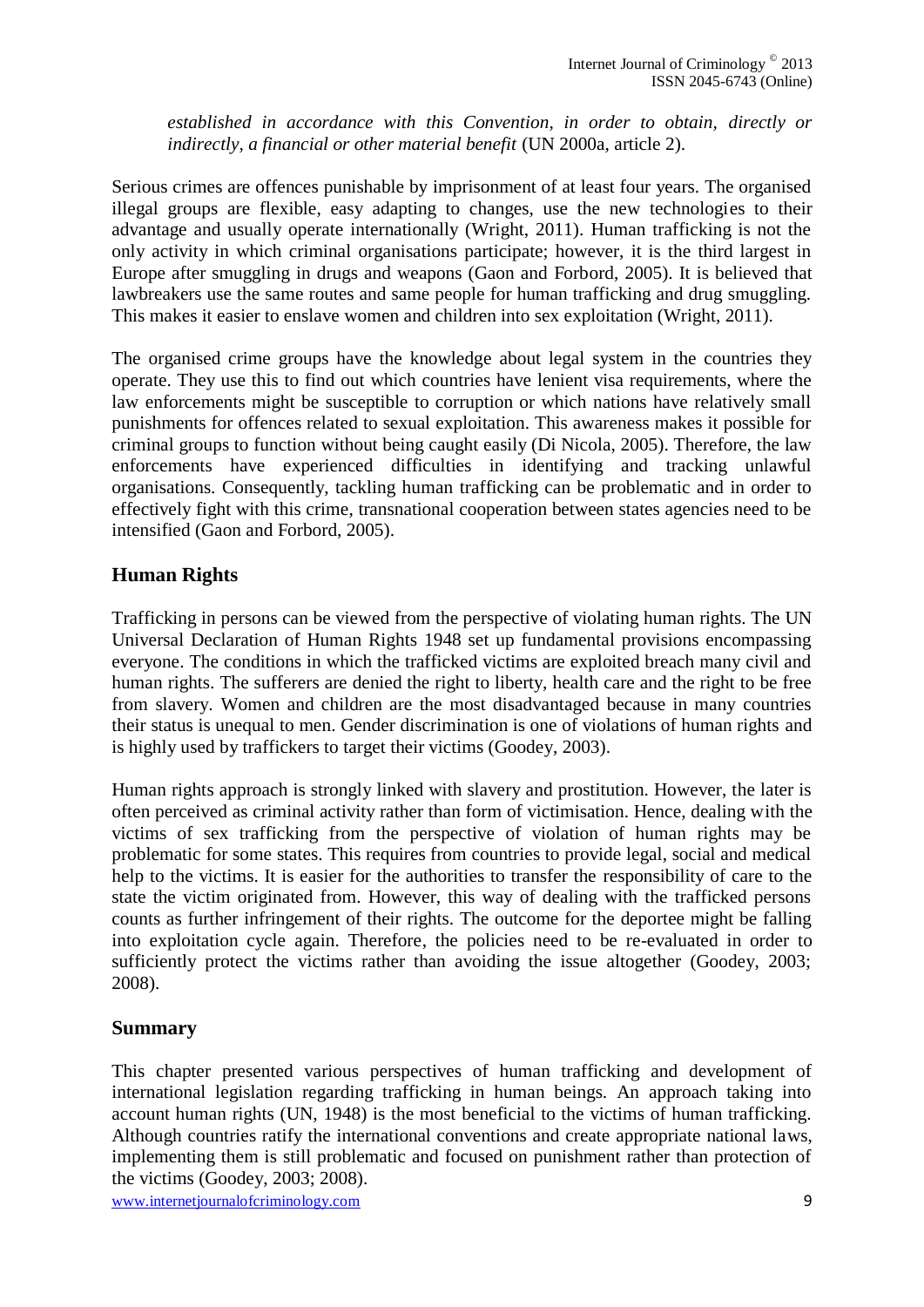*established in accordance with this Convention, in order to obtain, directly or indirectly, a financial or other material benefit* (UN 2000a, article 2).

Serious crimes are offences punishable by imprisonment of at least four years. The organised illegal groups are flexible, easy adapting to changes, use the new technologies to their advantage and usually operate internationally (Wright, 2011). Human trafficking is not the only activity in which criminal organisations participate; however, it is the third largest in Europe after smuggling in drugs and weapons (Gaon and Forbord, 2005). It is believed that lawbreakers use the same routes and same people for human trafficking and drug smuggling. This makes it easier to enslave women and children into sex exploitation (Wright, 2011).

The organised crime groups have the knowledge about legal system in the countries they operate. They use this to find out which countries have lenient visa requirements, where the law enforcements might be susceptible to corruption or which nations have relatively small punishments for offences related to sexual exploitation. This awareness makes it possible for criminal groups to function without being caught easily (Di Nicola, 2005). Therefore, the law enforcements have experienced difficulties in identifying and tracking unlawful organisations. Consequently, tackling human trafficking can be problematic and in order to effectively fight with this crime, transnational cooperation between states agencies need to be intensified (Gaon and Forbord, 2005).

## Human Rights

Trafficking in persons can be viewed from the perspective of violating human rights. The UN Universal Declaration of Human Rights 1948 set up fundamental provisions encompassing everyone. The conditions in which the trafficked victims are exploited breach many civil and human rights. The sufferers are denied the right to liberty, health care and the right to be free from slavery. Women and children are the most disadvantaged because in many countries their status is unequal to men. Gender discrimination is one of violations of human rights and is highly used by traffickers to target their victims (Goodey, 2003).

Human rights approach is strongly linked with slavery and prostitution. However, the later is often perceived as criminal activity rather than form of victimisation. Hence, dealing with the victims of sex trafficking from the perspective of violation of human rights may be problematic for some states. This requires from countries to provide legal, social and medical help to the victims. It is easier for the authorities to transfer the responsibility of care to the state the victim originated from. However, this way of dealing with the trafficked persons counts as further infringement of their rights. The outcome for the deportee might be falling into exploitation cycle again. Therefore, the policies need to be re-evaluated in order to sufficiently protect the victims rather than avoiding the issue altogether (Goodey, 2003; 2008).

## Summary

This chapter presented various perspectives of human trafficking and development of international legislation regarding trafficking in human beings. An approach taking into account human rights (UN, 1948) is the most beneficial to the victims of human trafficking. Although countries ratify the international conventions and create appropriate national laws, implementing them is still problematic and focused on punishment rather than protection of the victims (Goodey, 2003; 2008).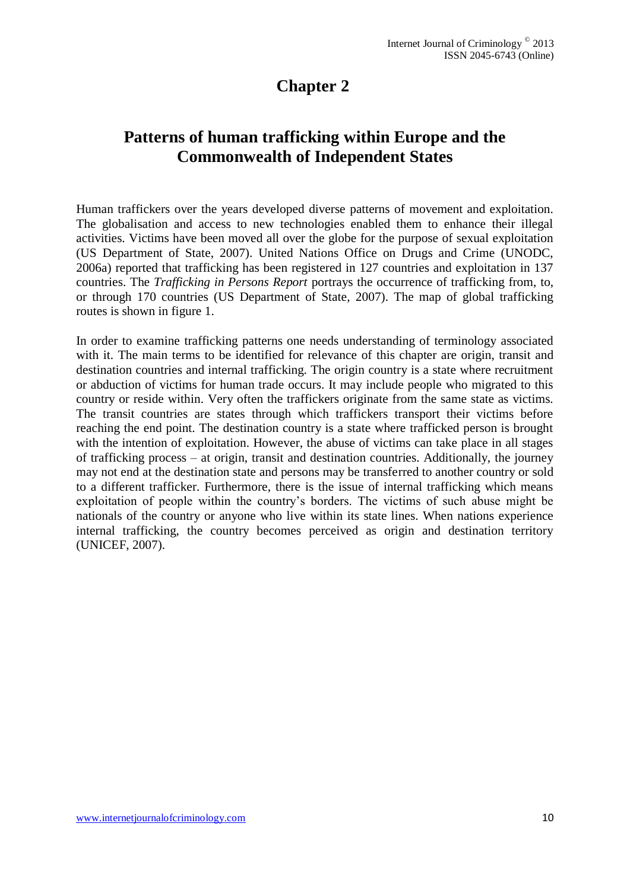# Chapter 2

## Patterns of human trafficking within Europe and the Commonwealth of Independent States

Human traffickers over the years developed diverse patterns of movement and exploitation. The globalisation and access to new technologies enabled them to enhance their illegal activities. Victims have been moved all over the globe for the purpose of sexual exploitation (US Department of State, 2007). United Nations Office on Drugs and Crime (UNODC, 2006a) reported that trafficking has been registered in 127 countries and exploitation in 137 countries. The *Trafficking in Persons Report* portrays the occurrence of trafficking from, to, or through 170 countries (US Department of State, 2007). The map of global trafficking routes is shown in figure 1.

In order to examine trafficking patterns one needs understanding of terminology associated with it. The main terms to be identified for relevance of this chapter are origin, transit and destination countries and internal trafficking. The origin country is a state where recruitment or abduction of victims for human trade occurs. It may include people who migrated to this country or reside within. Very often the traffickers originate from the same state as victims. The transit countries are states through which traffickers transport their victims before reaching the end point. The destination country is a state where trafficked person is brought with the intention of exploitation. However, the abuse of victims can take place in all stages of trafficking process – at origin, transit and destination countries. Additionally, the journey may not end at the destination state and persons may be transferred to another country or sold to a different trafficker. Furthermore, there is the issue of internal trafficking which means exploitation of people within the country's borders. The victims of such abuse might be nationals of the country or anyone who live within its state lines. When nations experience internal trafficking, the country becomes perceived as origin and destination territory (UNICEF, 2007).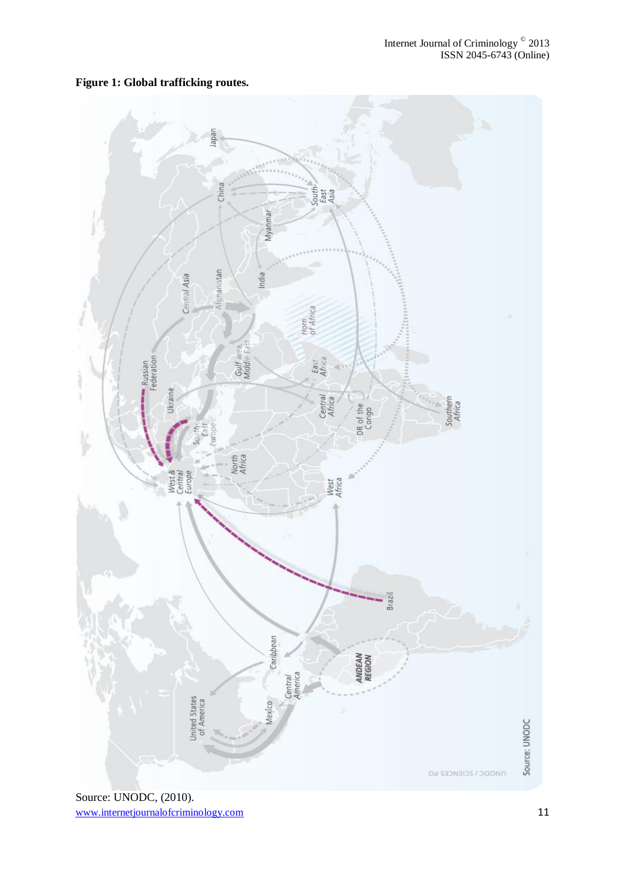**Figure 1: Global trafficking routes.**

Source: UNODC, (2010).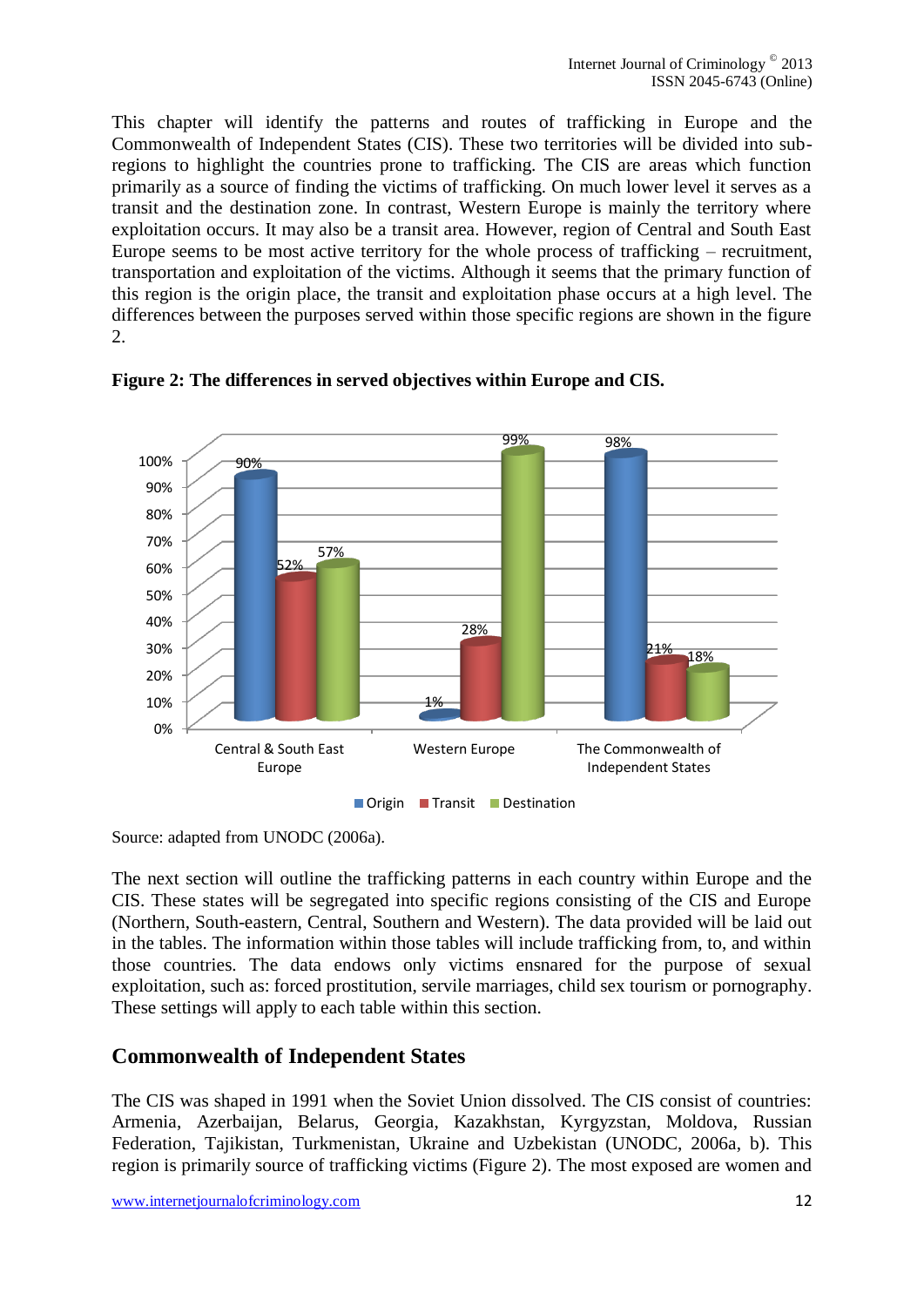This chapter will identify the patterns and routes of trafficking in Europe and the Commonwealth of Independent States (CIS). These two territories will be divided into sub-regions to highlight the countries prone to trafficking. The CIS are areas which function primarily as a source of finding the victims of trafficking. On much lower level it serves as a transit and the destination zone. In contrast, Western Europe is mainly the territory where exploitation occurs. It may also be a transit area. However, region of Central and South East Europe seems to be most active territory for the whole process of trafficking – recruitment, transportation and exploitation of the victims. Although it seems that the primary function of this region is the origin place, the transit and exploitation phase occurs at a high level. The differences between the purposes served within those specific regions are shown in the figure 2.

**Figure 2: The differences in served objectives within Europe and CIS.**

| Region | Origin | Transit | Destination |
| --- | --- | --- | --- |
| Central & South East Europe | 90% | 52% | 57% |
| Western Europe | 1% | 28% | 99% |
| The Commonwealth of Independent States | 98% | 21% | 18% |

Source: adapted from UNODC (2006a).

The next section will outline the trafficking patterns in each country within Europe and the CIS. These states will be segregated into specific regions consisting of the CIS and Europe (Northern, South-eastern, Central, Southern and Western). The data provided will be laid out in the tables. The information within those tables will include trafficking from, to, and within those countries. The data endows only victims ensnared for the purpose of sexual exploitation, such as: forced prostitution, servile marriages, child sex tourism or pornography. These settings will apply to each table within this section.

## Commonwealth of Independent States

The CIS was shaped in 1991 when the Soviet Union dissolved. The CIS consist of countries: Armenia, Azerbaijan, Belarus, Georgia, Kazakhstan, Kyrgyzstan, Moldova, Russian Federation, Tajikistan, Turkmenistan, Ukraine and Uzbekistan (UNODC, 2006a, b). This region is primarily source of trafficking victims (Figure 2). The most exposed are women and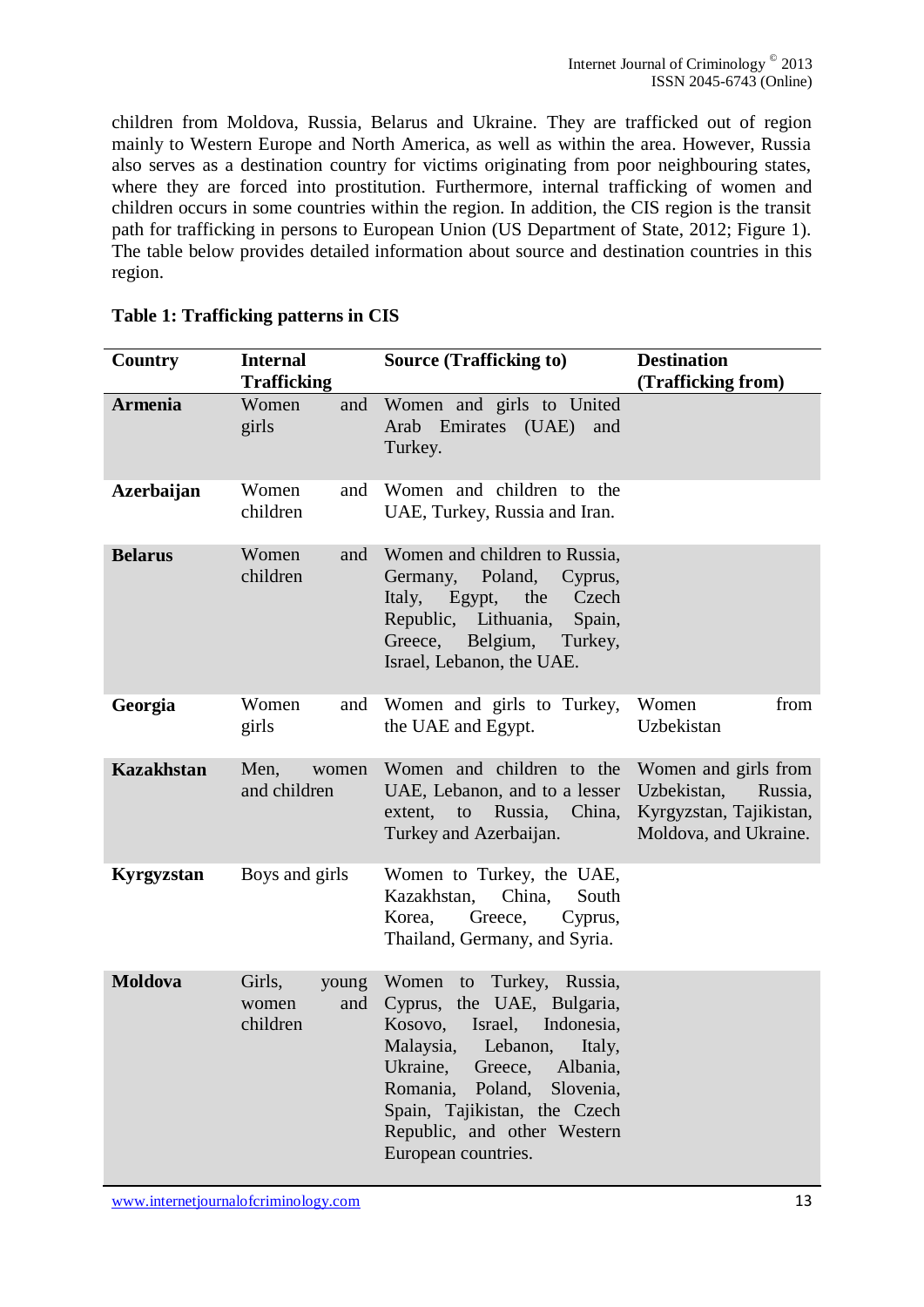children from Moldova, Russia, Belarus and Ukraine. They are trafficked out of region mainly to Western Europe and North America, as well as within the area. However, Russia also serves as a destination country for victims originating from poor neighbouring states, where they are forced into prostitution. Furthermore, internal trafficking of women and children occurs in some countries within the region. In addition, the CIS region is the transit path for trafficking in persons to European Union (US Department of State, 2012; Figure 1). The table below provides detailed information about source and destination countries in this region.

**Table 1: Trafficking patterns in CIS**

| Country | Internal Trafficking | Source (Trafficking to) | Destination (Trafficking from) |
|---|---|---|---|
| **Armenia** | Women and girls | Women and girls to United Arab Emirates (UAE) and Turkey. | |
| **Azerbaijan** | Women and children | Women and children to the UAE, Turkey, Russia and Iran. | |
| **Belarus** | Women and children | Women and children to Russia, Germany, Poland, Cyprus, Italy, Egypt, the Czech Republic, Lithuania, Spain, Greece, Belgium, Turkey, Israel, Lebanon, the UAE. | |
| **Georgia** | Women and girls | Women and girls to Turkey, the UAE and Egypt. | Women from Uzbekistan |
| **Kazakhstan** | Men, women and children | Women and children to the UAE, Lebanon, and to a lesser extent, to Russia, China, Turkey and Azerbaijan. | Women and girls from Uzbekistan, Russia, Kyrgyzstan, Tajikistan, Moldova, and Ukraine. |
| **Kyrgyzstan** | Boys and girls | Women to Turkey, the UAE, Kazakhstan, China, South Korea, Greece, Cyprus, Thailand, Germany, and Syria. | |
| **Moldova** | Girls, young women and children | Women to Turkey, Russia, Cyprus, the UAE, Bulgaria, Kosovo, Israel, Indonesia, Malaysia, Lebanon, Italy, Ukraine, Greece, Albania, Romania, Poland, Slovenia, Spain, Tajikistan, the Czech Republic, and other Western European countries. | |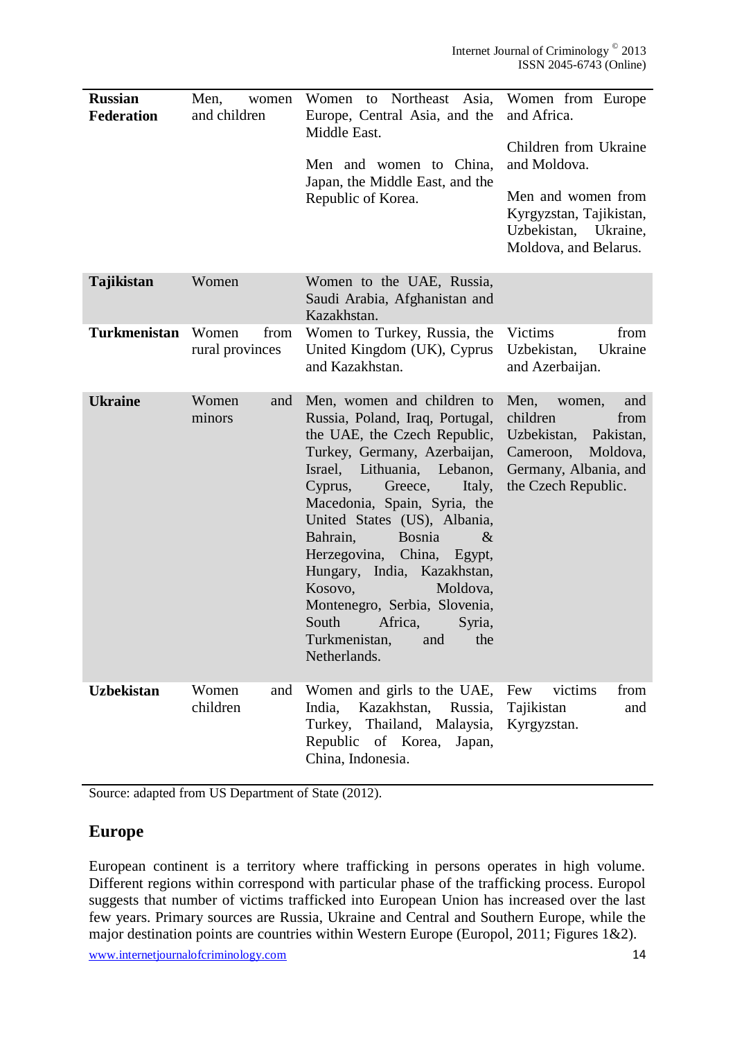| | | | |
|---|---|---|---|
| **Russian Federation** | Men, women and children | Women to Northeast Asia, Europe, Central Asia, and the Middle East.<br><br>Men and women to China, Japan, the Middle East, and the Republic of Korea. | Women from Europe and Africa.<br><br>Children from Ukraine and Moldova.<br><br>Men and women from Kyrgyzstan, Tajikistan, Uzbekistan, Ukraine, Moldova, and Belarus. |
| **Tajikistan** | Women | Women to the UAE, Russia, Saudi Arabia, Afghanistan and Kazakhstan. | |
| **Turkmenistan** | Women from rural provinces | Women to Turkey, Russia, the United Kingdom (UK), Cyprus and Kazakhstan. | Victims from Uzbekistan, Ukraine and Azerbaijan. |
| **Ukraine** | Women and minors | Men, women and children to Russia, Poland, Iraq, Portugal, the UAE, the Czech Republic, Turkey, Germany, Azerbaijan, Israel, Lithuania, Lebanon, Cyprus, Greece, Italy, Macedonia, Spain, Syria, the United States (US), Albania, Bahrain, Bosnia & Herzegovina, China, Egypt, Hungary, India, Kazakhstan, Kosovo, Moldova, Montenegro, Serbia, Slovenia, South Africa, Syria, Turkmenistan, and the Netherlands. | Men, women, and children from Uzbekistan, Pakistan, Cameroon, Moldova, Germany, Albania, and the Czech Republic. |
| **Uzbekistan** | Women and children | Women and girls to the UAE, India, Kazakhstan, Russia, Turkey, Thailand, Malaysia, Republic of Korea, Japan, China, Indonesia. | Few victims from Tajikistan and Kyrgyzstan. |

Source: adapted from US Department of State (2012).

## Europe

European continent is a territory where trafficking in persons operates in high volume. Different regions within correspond with particular phase of the trafficking process. Europol suggests that number of victims trafficked into European Union has increased over the last few years. Primary sources are Russia, Ukraine and Central and Southern Europe, while the major destination points are countries within Western Europe (Europol, 2011; Figures 1&2).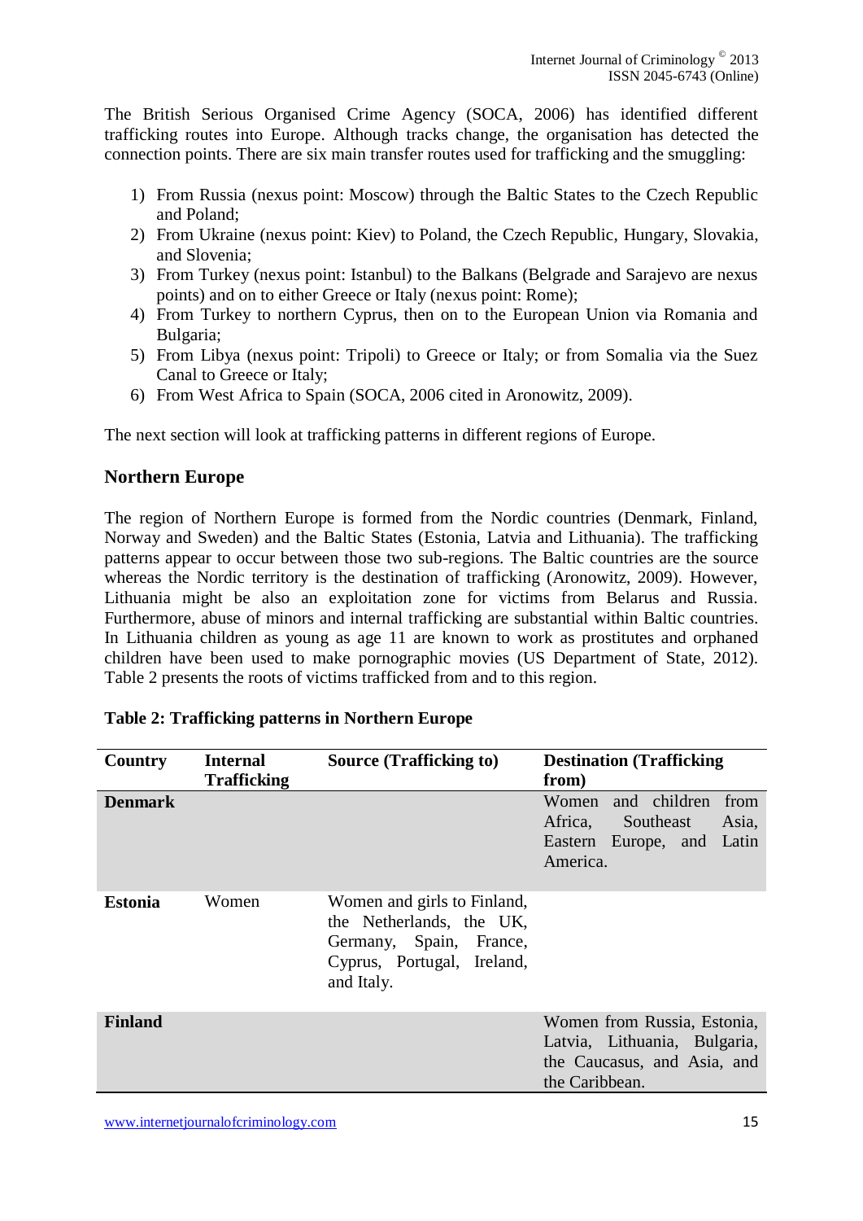The British Serious Organised Crime Agency (SOCA, 2006) has identified different trafficking routes into Europe. Although tracks change, the organisation has detected the connection points. There are six main transfer routes used for trafficking and the smuggling:

1) From Russia (nexus point: Moscow) through the Baltic States to the Czech Republic and Poland;
2) From Ukraine (nexus point: Kiev) to Poland, the Czech Republic, Hungary, Slovakia, and Slovenia;
3) From Turkey (nexus point: Istanbul) to the Balkans (Belgrade and Sarajevo are nexus points) and on to either Greece or Italy (nexus point: Rome);
4) From Turkey to northern Cyprus, then on to the European Union via Romania and Bulgaria;
5) From Libya (nexus point: Tripoli) to Greece or Italy; or from Somalia via the Suez Canal to Greece or Italy;
6) From West Africa to Spain (SOCA, 2006 cited in Aronowitz, 2009).

The next section will look at trafficking patterns in different regions of Europe.

## Northern Europe

The region of Northern Europe is formed from the Nordic countries (Denmark, Finland, Norway and Sweden) and the Baltic States (Estonia, Latvia and Lithuania). The trafficking patterns appear to occur between those two sub-regions. The Baltic countries are the source whereas the Nordic territory is the destination of trafficking (Aronowitz, 2009). However, Lithuania might be also an exploitation zone for victims from Belarus and Russia. Furthermore, abuse of minors and internal trafficking are substantial within Baltic countries. In Lithuania children as young as age 11 are known to work as prostitutes and orphaned children have been used to make pornographic movies (US Department of State, 2012). Table 2 presents the roots of victims trafficked from and to this region.

**Table 2: Trafficking patterns in Northern Europe**

| Country | Internal Trafficking | Source (Trafficking to) | Destination (Trafficking from) |
|---|---|---|---|
| **Denmark** | | | Women and children from Africa, Southeast Asia, Eastern Europe, and Latin America. |
| **Estonia** | Women | Women and girls to Finland, the Netherlands, the UK, Germany, Spain, France, Cyprus, Portugal, Ireland, and Italy. | |
| **Finland** | | | Women from Russia, Estonia, Latvia, Lithuania, Bulgaria, the Caucasus, and Asia, and the Caribbean. |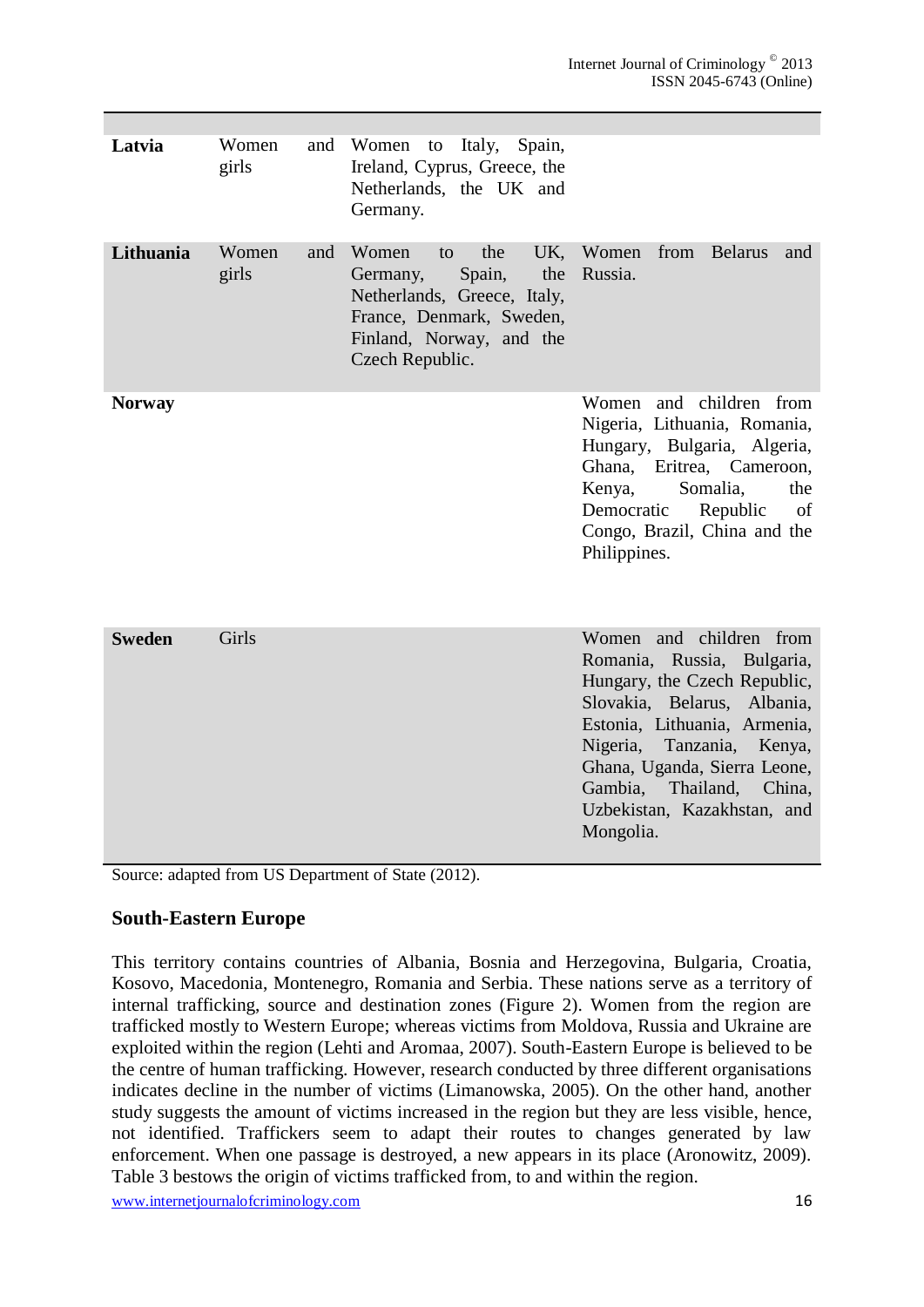| | | | |
|---|---|---|---|
| **Latvia** | Women and girls | Women to Italy, Spain, Ireland, Cyprus, Greece, the Netherlands, the UK and Germany. | |
| **Lithuania** | Women and girls | Women to the UK, Germany, Spain, the Netherlands, Greece, Italy, France, Denmark, Sweden, Finland, Norway, and the Czech Republic. | Women from Belarus and Russia. |
| **Norway** | | | Women and children from Nigeria, Lithuania, Romania, Hungary, Bulgaria, Algeria, Ghana, Eritrea, Cameroon, Kenya, Somalia, the Democratic Republic of Congo, Brazil, China and the Philippines. |
| **Sweden** | Girls | | Women and children from Romania, Russia, Bulgaria, Hungary, the Czech Republic, Slovakia, Belarus, Albania, Estonia, Lithuania, Armenia, Nigeria, Tanzania, Kenya, Ghana, Uganda, Sierra Leone, Gambia, Thailand, China, Uzbekistan, Kazakhstan, and Mongolia. |

Source: adapted from US Department of State (2012).

## South-Eastern Europe

This territory contains countries of Albania, Bosnia and Herzegovina, Bulgaria, Croatia, Kosovo, Macedonia, Montenegro, Romania and Serbia. These nations serve as a territory of internal trafficking, source and destination zones (Figure 2). Women from the region are trafficked mostly to Western Europe; whereas victims from Moldova, Russia and Ukraine are exploited within the region (Lehti and Aromaa, 2007). South-Eastern Europe is believed to be the centre of human trafficking. However, research conducted by three different organisations indicates decline in the number of victims (Limanowska, 2005). On the other hand, another study suggests the amount of victims increased in the region but they are less visible, hence, not identified. Traffickers seem to adapt their routes to changes generated by law enforcement. When one passage is destroyed, a new appears in its place (Aronowitz, 2009). Table 3 bestows the origin of victims trafficked from, to and within the region.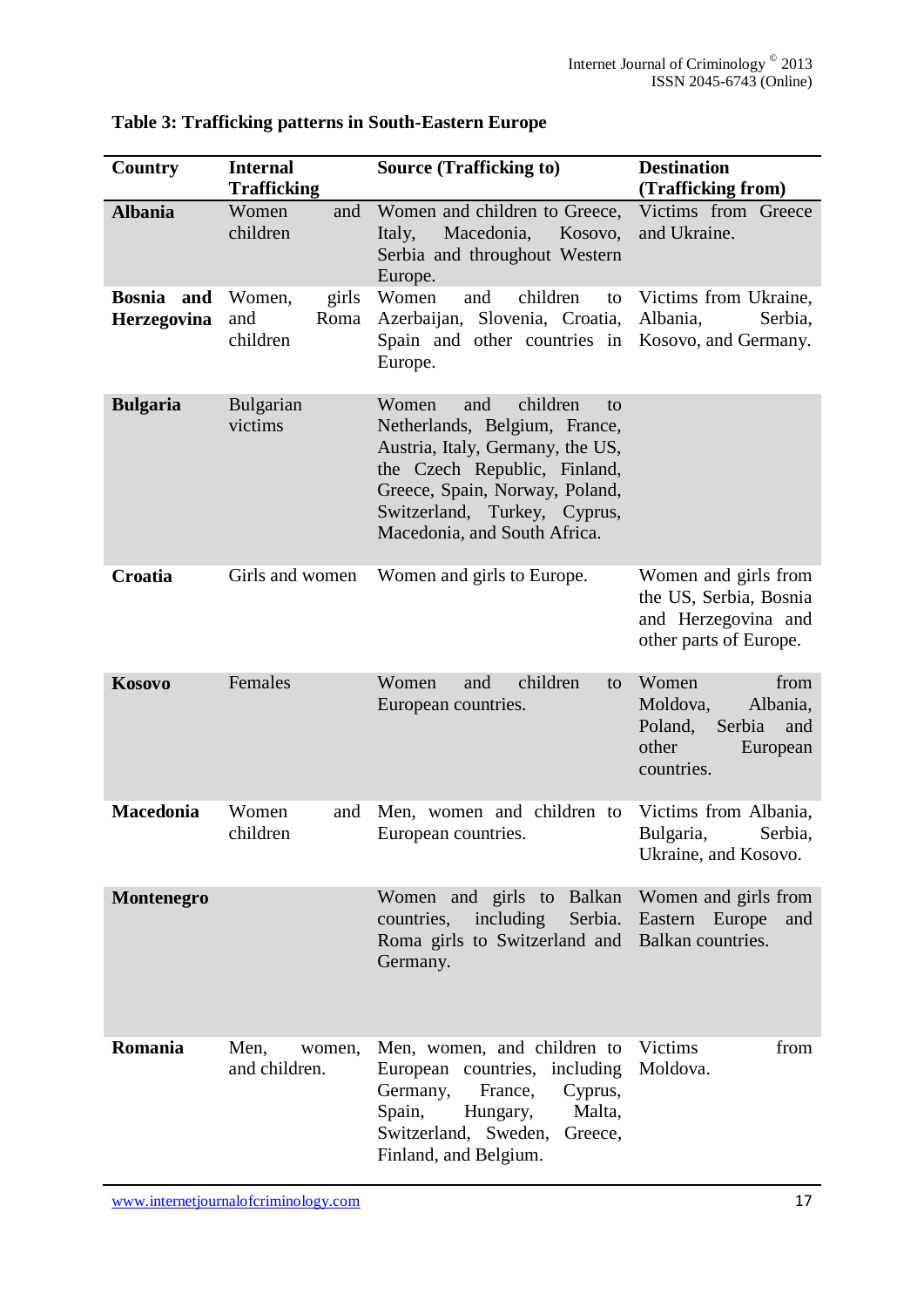**Table 3: Trafficking patterns in South-Eastern Europe**

| Country | Internal Trafficking | Source (Trafficking to) | Destination (Trafficking from) |
|---|---|---|---|
| **Albania** | Women and children | Women and children to Greece, Italy, Macedonia, Kosovo, Serbia and throughout Western Europe. | Victims from Greece and Ukraine. |
| **Bosnia and Herzegovina** | Women, girls and Roma children | Women and children to Azerbaijan, Slovenia, Croatia, Spain and other countries in Europe. | Victims from Ukraine, Albania, Serbia, Kosovo, and Germany. |
| **Bulgaria** | Bulgarian victims | Women and children to Netherlands, Belgium, France, Austria, Italy, Germany, the US, the Czech Republic, Finland, Greece, Spain, Norway, Poland, Switzerland, Turkey, Cyprus, Macedonia, and South Africa. | |
| **Croatia** | Girls and women | Women and girls to Europe. | Women and girls from the US, Serbia, Bosnia and Herzegovina and other parts of Europe. |
| **Kosovo** | Females | Women and children to European countries. | Women from Moldova, Albania, Poland, Serbia and other European countries. |
| **Macedonia** | Women and children | Men, women and children to European countries. | Victims from Albania, Bulgaria, Serbia, Ukraine, and Kosovo. |
| **Montenegro** | | Women and girls to Balkan countries, including Serbia. Roma girls to Switzerland and Germany. | Women and girls from Eastern Europe and Balkan countries. |
| **Romania** | Men, women, and children. | Men, women, and children to European countries, including Germany, France, Cyprus, Spain, Hungary, Malta, Switzerland, Sweden, Greece, Finland, and Belgium. | Victims from Moldova. |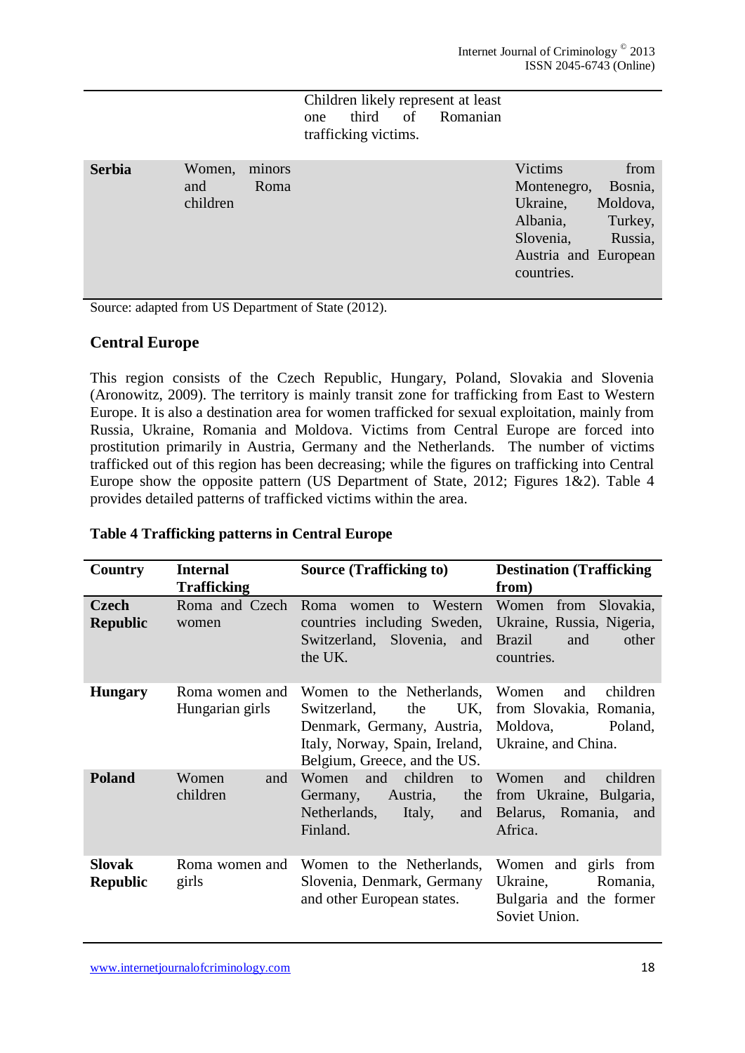| | | Children likely represent at least one third of Romanian trafficking victims. | |
|---|---|---|---|
| **Serbia** | Women, minors and Roma children | | Victims from Montenegro, Bosnia, Ukraine, Moldova, Albania, Turkey, Slovenia, Russia, Austria and European countries. |

Source: adapted from US Department of State (2012).

## Central Europe

This region consists of the Czech Republic, Hungary, Poland, Slovakia and Slovenia (Aronowitz, 2009). The territory is mainly transit zone for trafficking from East to Western Europe. It is also a destination area for women trafficked for sexual exploitation, mainly from Russia, Ukraine, Romania and Moldova. Victims from Central Europe are forced into prostitution primarily in Austria, Germany and the Netherlands. The number of victims trafficked out of this region has been decreasing; while the figures on trafficking into Central Europe show the opposite pattern (US Department of State, 2012; Figures 1&2). Table 4 provides detailed patterns of trafficked victims within the area.

**Table 4 Trafficking patterns in Central Europe**

| Country | Internal Trafficking | Source (Trafficking to) | Destination (Trafficking from) |
|---|---|---|---|
| **Czech Republic** | Roma and Czech women | Roma women to Western countries including Sweden, Switzerland, Slovenia, and the UK. | Women from Slovakia, Ukraine, Russia, Nigeria, Brazil and other countries. |
| **Hungary** | Roma women and Hungarian girls | Women to the Netherlands, Switzerland, the UK, Denmark, Germany, Austria, Italy, Norway, Spain, Ireland, Belgium, Greece, and the US. | Women and children from Slovakia, Romania, Moldova, Poland, Ukraine, and China. |
| **Poland** | Women and children | Women and children to Germany, Austria, the Netherlands, Italy, and Finland. | Women and children from Ukraine, Bulgaria, Belarus, Romania, and Africa. |
| **Slovak Republic** | Roma women and girls | Women to the Netherlands, Slovenia, Denmark, Germany and other European states. | Women and girls from Ukraine, Romania, Bulgaria and the former Soviet Union. |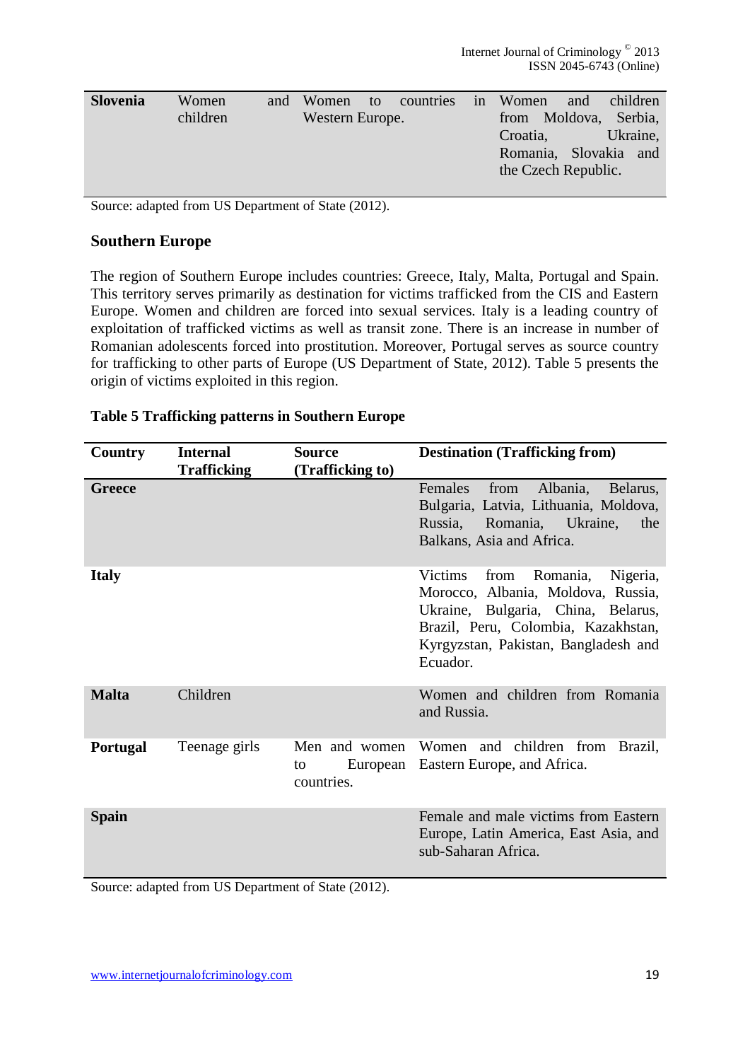| Slovenia | Women and children | Women to countries in Western Europe. | Women and children from Moldova, Serbia, Croatia, Ukraine, Romania, Slovakia and the Czech Republic. |
|---|---|---|---|

Source: adapted from US Department of State (2012).

### Southern Europe

The region of Southern Europe includes countries: Greece, Italy, Malta, Portugal and Spain. This territory serves primarily as destination for victims trafficked from the CIS and Eastern Europe. Women and children are forced into sexual services. Italy is a leading country of exploitation of trafficked victims as well as transit zone. There is an increase in number of Romanian adolescents forced into prostitution. Moreover, Portugal serves as source country for trafficking to other parts of Europe (US Department of State, 2012). Table 5 presents the origin of victims exploited in this region.

**Table 5 Trafficking patterns in Southern Europe**

| Country | Internal Trafficking | Source (Trafficking to) | Destination (Trafficking from) |
|---|---|---|---|
| **Greece** | | | Females from Albania, Belarus, Bulgaria, Latvia, Lithuania, Moldova, Russia, Romania, Ukraine, the Balkans, Asia and Africa. |
| **Italy** | | | Victims from Romania, Nigeria, Morocco, Albania, Moldova, Russia, Ukraine, Bulgaria, China, Belarus, Brazil, Peru, Colombia, Kazakhstan, Kyrgyzstan, Pakistan, Bangladesh and Ecuador. |
| **Malta** | Children | | Women and children from Romania and Russia. |
| **Portugal** | Teenage girls | Men and women to European countries. | Women and children from Brazil, Eastern Europe, and Africa. |
| **Spain** | | | Female and male victims from Eastern Europe, Latin America, East Asia, and sub-Saharan Africa. |

Source: adapted from US Department of State (2012).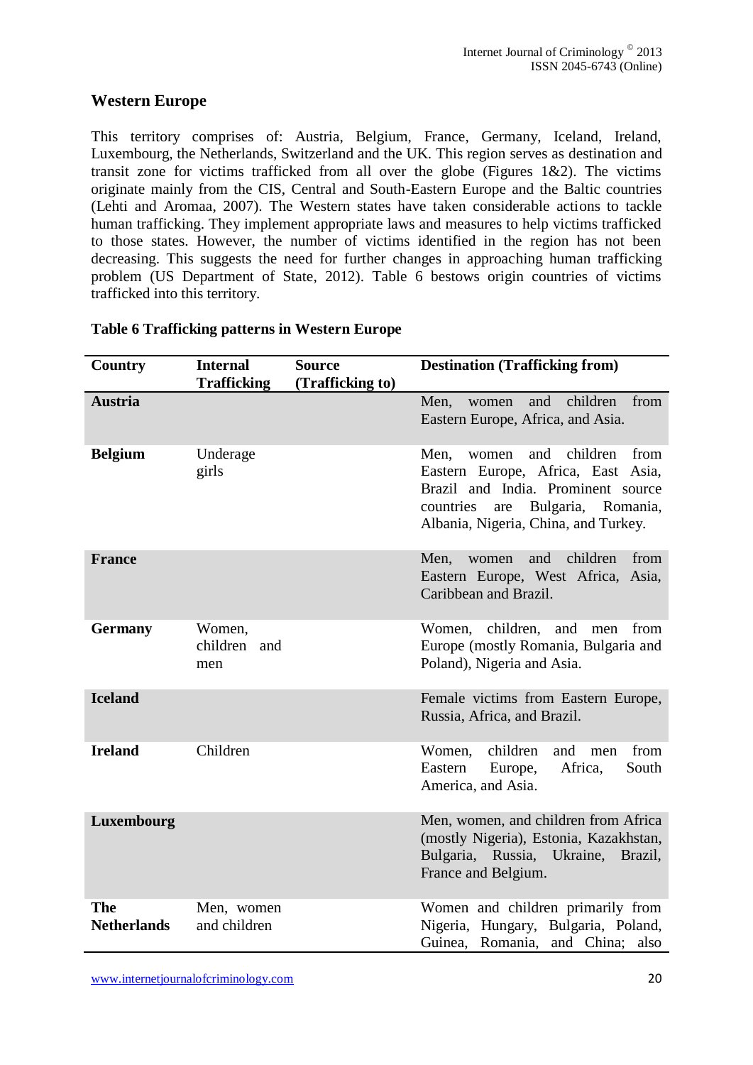## Western Europe

This territory comprises of: Austria, Belgium, France, Germany, Iceland, Ireland, Luxembourg, the Netherlands, Switzerland and the UK. This region serves as destination and transit zone for victims trafficked from all over the globe (Figures 1&2). The victims originate mainly from the CIS, Central and South-Eastern Europe and the Baltic countries (Lehti and Aromaa, 2007). The Western states have taken considerable actions to tackle human trafficking. They implement appropriate laws and measures to help victims trafficked to those states. However, the number of victims identified in the region has not been decreasing. This suggests the need for further changes in approaching human trafficking problem (US Department of State, 2012). Table 6 bestows origin countries of victims trafficked into this territory.

**Table 6 Trafficking patterns in Western Europe**

| Country | Internal Trafficking | Source (Trafficking to) | Destination (Trafficking from) |
|---|---|---|---|
| **Austria** | | | Men, women and children from Eastern Europe, Africa, and Asia. |
| **Belgium** | Underage girls | | Men, women and children from Eastern Europe, Africa, East Asia, Brazil and India. Prominent source countries are Bulgaria, Romania, Albania, Nigeria, China, and Turkey. |
| **France** | | | Men, women and children from Eastern Europe, West Africa, Asia, Caribbean and Brazil. |
| **Germany** | Women, children and men | | Women, children, and men from Europe (mostly Romania, Bulgaria and Poland), Nigeria and Asia. |
| **Iceland** | | | Female victims from Eastern Europe, Russia, Africa, and Brazil. |
| **Ireland** | Children | | Women, children and men from Eastern Europe, Africa, South America, and Asia. |
| **Luxembourg** | | | Men, women, and children from Africa (mostly Nigeria), Estonia, Kazakhstan, Bulgaria, Russia, Ukraine, Brazil, France and Belgium. |
| **The Netherlands** | Men, women and children | | Women and children primarily from Nigeria, Hungary, Bulgaria, Poland, Guinea, Romania, and China; also |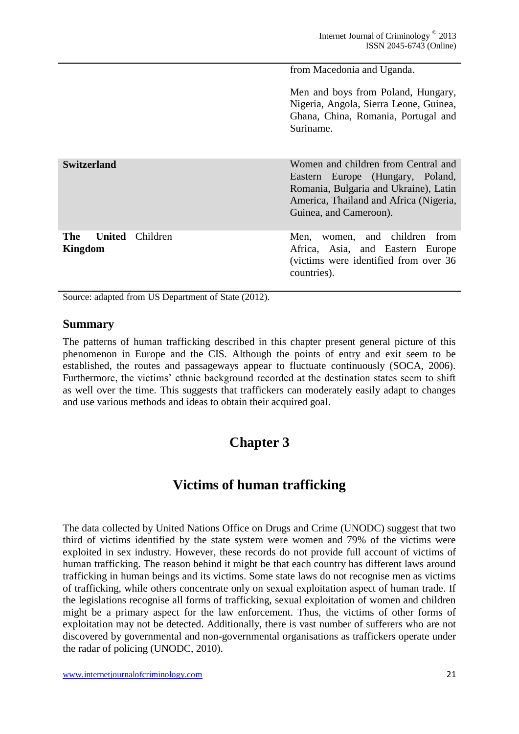|  |  |
|---|---|
|  | from Macedonia and Uganda.<br><br>Men and boys from Poland, Hungary, Nigeria, Angola, Sierra Leone, Guinea, Ghana, China, Romania, Portugal and Suriname. |
| **Switzerland** | Women and children from Central and Eastern Europe (Hungary, Poland, Romania, Bulgaria and Ukraine), Latin America, Thailand and Africa (Nigeria, Guinea, and Cameroon). |
| **The United** Children **Kingdom** | Men, women, and children from Africa, Asia, and Eastern Europe (victims were identified from over 36 countries). |

Source: adapted from US Department of State (2012).

## Summary

The patterns of human trafficking described in this chapter present general picture of this phenomenon in Europe and the CIS. Although the points of entry and exit seem to be established, the routes and passageways appear to fluctuate continuously (SOCA, 2006). Furthermore, the victims' ethnic background recorded at the destination states seem to shift as well over the time. This suggests that traffickers can moderately easily adapt to changes and use various methods and ideas to obtain their acquired goal.

# Chapter 3

# Victims of human trafficking

The data collected by United Nations Office on Drugs and Crime (UNODC) suggest that two third of victims identified by the state system were women and 79% of the victims were exploited in sex industry. However, these records do not provide full account of victims of human trafficking. The reason behind it might be that each country has different laws around trafficking in human beings and its victims. Some state laws do not recognise men as victims of trafficking, while others concentrate only on sexual exploitation aspect of human trade. If the legislations recognise all forms of trafficking, sexual exploitation of women and children might be a primary aspect for the law enforcement. Thus, the victims of other forms of exploitation may not be detected. Additionally, there is vast number of sufferers who are not discovered by governmental and non-governmental organisations as traffickers operate under the radar of policing (UNODC, 2010).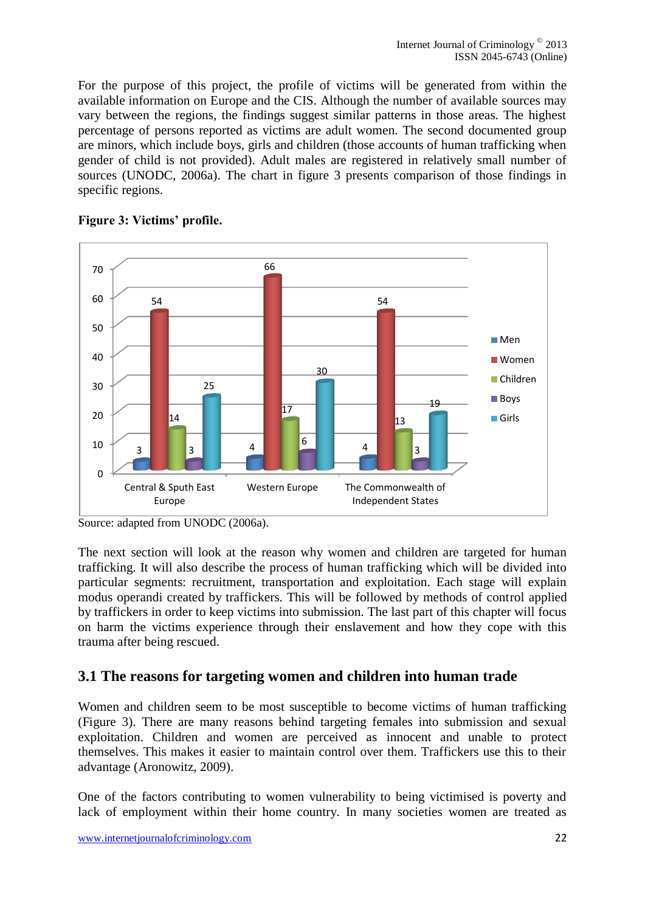For the purpose of this project, the profile of victims will be generated from within the available information on Europe and the CIS. Although the number of available sources may vary between the regions, the findings suggest similar patterns in those areas. The highest percentage of persons reported as victims are adult women. The second documented group are minors, which include boys, girls and children (those accounts of human trafficking when gender of child is not provided). Adult males are registered in relatively small number of sources (UNODC, 2006a). The chart in figure 3 presents comparison of those findings in specific regions.

**Figure 3: Victims' profile.**

| | Men | Women | Children | Boys | Girls |
|---|---|---|---|---|---|
| Central & Sputh East Europe | 3 | 54 | 14 | 3 | 25 |
| Western Europe | 4 | 66 | 17 | 6 | 30 |
| The Commonwealth of Independent States | 4 | 54 | 13 | 3 | 19 |

Source: adapted from UNODC (2006a).

The next section will look at the reason why women and children are targeted for human trafficking. It will also describe the process of human trafficking which will be divided into particular segments: recruitment, transportation and exploitation. Each stage will explain modus operandi created by traffickers. This will be followed by methods of control applied by traffickers in order to keep victims into submission. The last part of this chapter will focus on harm the victims experience through their enslavement and how they cope with this trauma after being rescued.

## 3.1 The reasons for targeting women and children into human trade

Women and children seem to be most susceptible to become victims of human trafficking (Figure 3). There are many reasons behind targeting females into submission and sexual exploitation. Children and women are perceived as innocent and unable to protect themselves. This makes it easier to maintain control over them. Traffickers use this to their advantage (Aronowitz, 2009).

One of the factors contributing to women vulnerability to being victimised is poverty and lack of employment within their home country. In many societies women are treated as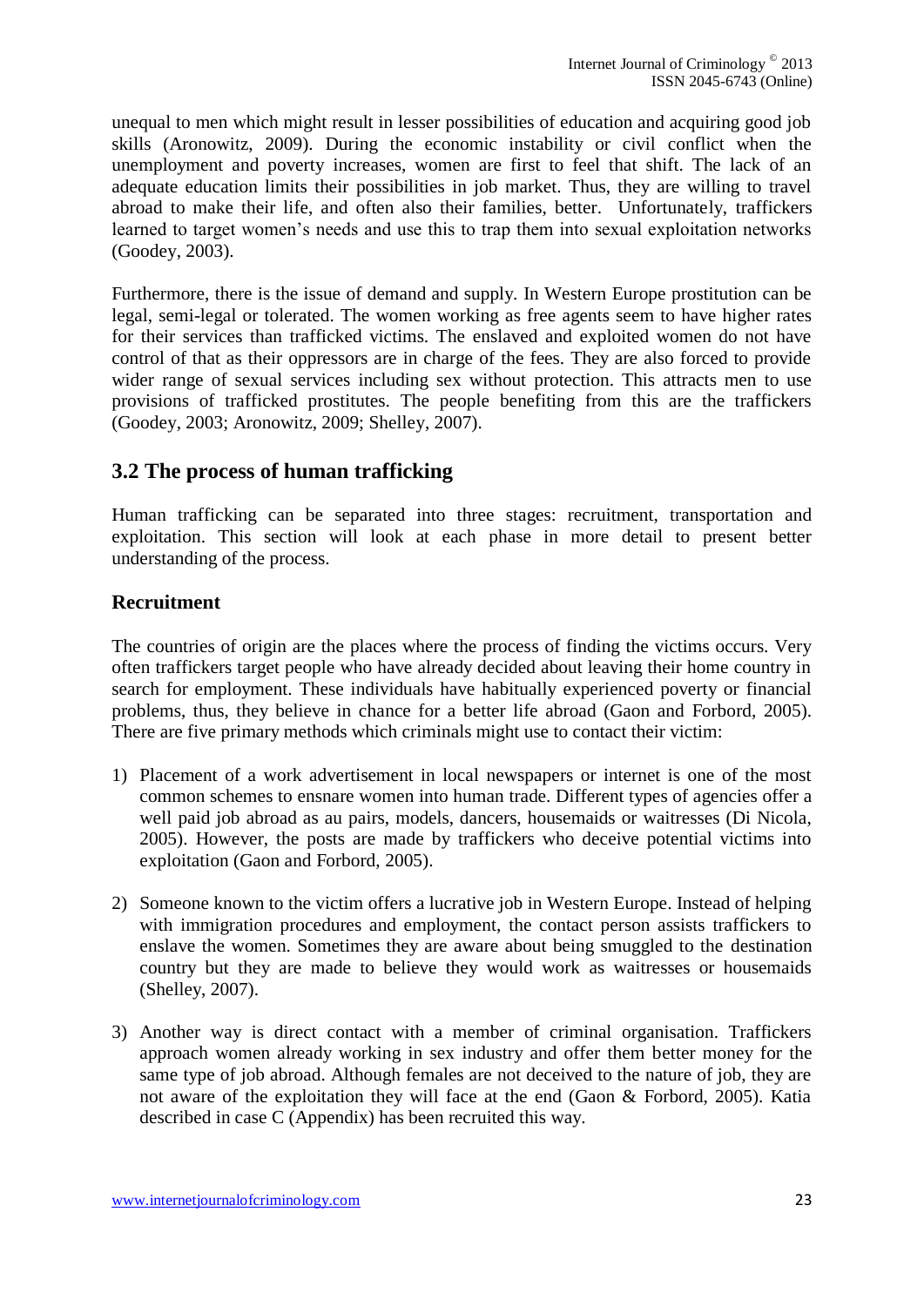unequal to men which might result in lesser possibilities of education and acquiring good job skills (Aronowitz, 2009). During the economic instability or civil conflict when the unemployment and poverty increases, women are first to feel that shift. The lack of an adequate education limits their possibilities in job market. Thus, they are willing to travel abroad to make their life, and often also their families, better. Unfortunately, traffickers learned to target women's needs and use this to trap them into sexual exploitation networks (Goodey, 2003).

Furthermore, there is the issue of demand and supply. In Western Europe prostitution can be legal, semi-legal or tolerated. The women working as free agents seem to have higher rates for their services than trafficked victims. The enslaved and exploited women do not have control of that as their oppressors are in charge of the fees. They are also forced to provide wider range of sexual services including sex without protection. This attracts men to use provisions of trafficked prostitutes. The people benefiting from this are the traffickers (Goodey, 2003; Aronowitz, 2009; Shelley, 2007).

## 3.2 The process of human trafficking

Human trafficking can be separated into three stages: recruitment, transportation and exploitation. This section will look at each phase in more detail to present better understanding of the process.

### Recruitment

The countries of origin are the places where the process of finding the victims occurs. Very often traffickers target people who have already decided about leaving their home country in search for employment. These individuals have habitually experienced poverty or financial problems, thus, they believe in chance for a better life abroad (Gaon and Forbord, 2005). There are five primary methods which criminals might use to contact their victim:

1) Placement of a work advertisement in local newspapers or internet is one of the most common schemes to ensnare women into human trade. Different types of agencies offer a well paid job abroad as au pairs, models, dancers, housemaids or waitresses (Di Nicola, 2005). However, the posts are made by traffickers who deceive potential victims into exploitation (Gaon and Forbord, 2005).

2) Someone known to the victim offers a lucrative job in Western Europe. Instead of helping with immigration procedures and employment, the contact person assists traffickers to enslave the women. Sometimes they are aware about being smuggled to the destination country but they are made to believe they would work as waitresses or housemaids (Shelley, 2007).

3) Another way is direct contact with a member of criminal organisation. Traffickers approach women already working in sex industry and offer them better money for the same type of job abroad. Although females are not deceived to the nature of job, they are not aware of the exploitation they will face at the end (Gaon & Forbord, 2005). Katia described in case C (Appendix) has been recruited this way.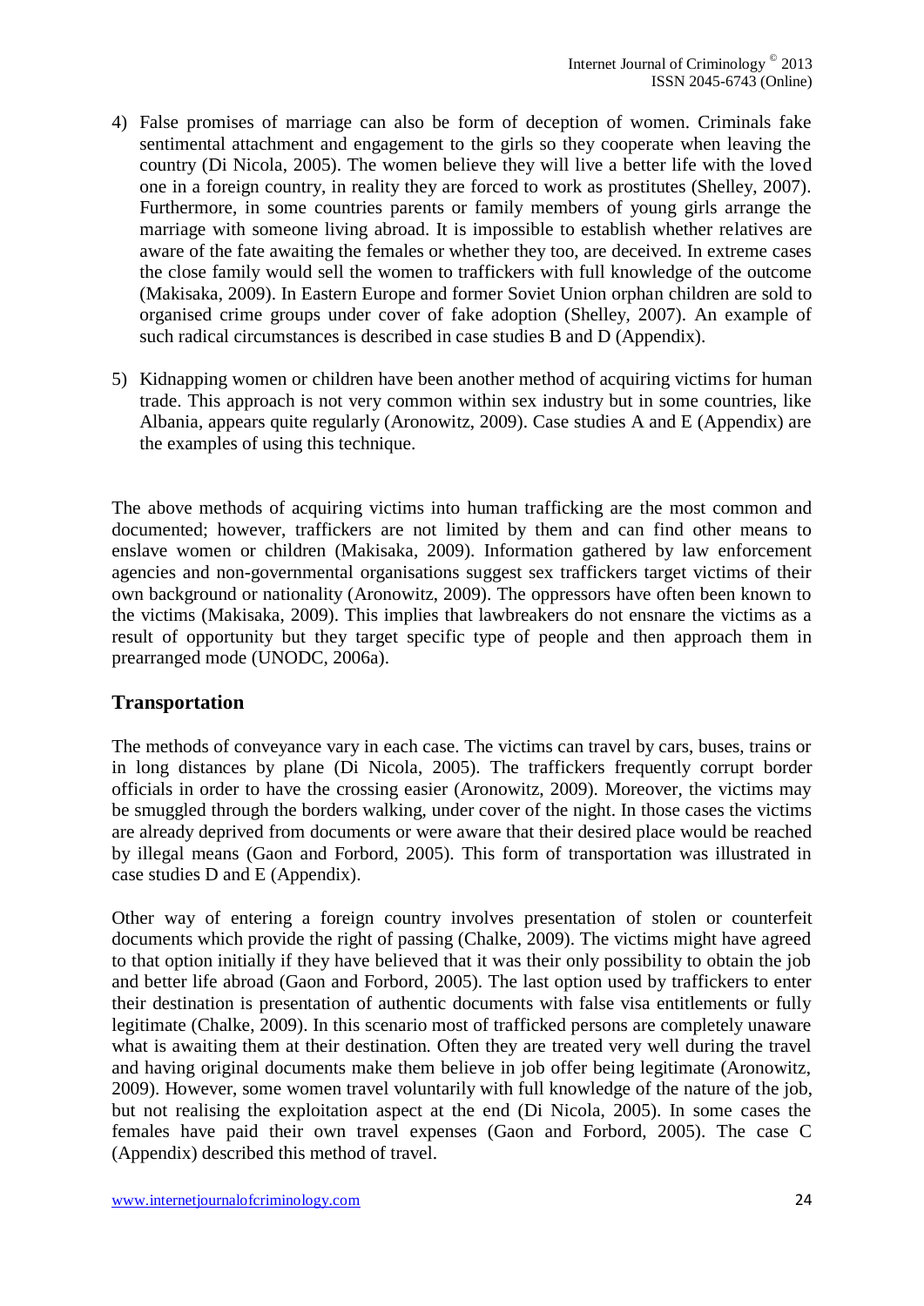4) False promises of marriage can also be form of deception of women. Criminals fake sentimental attachment and engagement to the girls so they cooperate when leaving the country (Di Nicola, 2005). The women believe they will live a better life with the loved one in a foreign country, in reality they are forced to work as prostitutes (Shelley, 2007). Furthermore, in some countries parents or family members of young girls arrange the marriage with someone living abroad. It is impossible to establish whether relatives are aware of the fate awaiting the females or whether they too, are deceived. In extreme cases the close family would sell the women to traffickers with full knowledge of the outcome (Makisaka, 2009). In Eastern Europe and former Soviet Union orphan children are sold to organised crime groups under cover of fake adoption (Shelley, 2007). An example of such radical circumstances is described in case studies B and D (Appendix).

5) Kidnapping women or children have been another method of acquiring victims for human trade. This approach is not very common within sex industry but in some countries, like Albania, appears quite regularly (Aronowitz, 2009). Case studies A and E (Appendix) are the examples of using this technique.

The above methods of acquiring victims into human trafficking are the most common and documented; however, traffickers are not limited by them and can find other means to enslave women or children (Makisaka, 2009). Information gathered by law enforcement agencies and non-governmental organisations suggest sex traffickers target victims of their own background or nationality (Aronowitz, 2009). The oppressors have often been known to the victims (Makisaka, 2009). This implies that lawbreakers do not ensnare the victims as a result of opportunity but they target specific type of people and then approach them in prearranged mode (UNODC, 2006a).

## Transportation

The methods of conveyance vary in each case. The victims can travel by cars, buses, trains or in long distances by plane (Di Nicola, 2005). The traffickers frequently corrupt border officials in order to have the crossing easier (Aronowitz, 2009). Moreover, the victims may be smuggled through the borders walking, under cover of the night. In those cases the victims are already deprived from documents or were aware that their desired place would be reached by illegal means (Gaon and Forbord, 2005). This form of transportation was illustrated in case studies D and E (Appendix).

Other way of entering a foreign country involves presentation of stolen or counterfeit documents which provide the right of passing (Chalke, 2009). The victims might have agreed to that option initially if they have believed that it was their only possibility to obtain the job and better life abroad (Gaon and Forbord, 2005). The last option used by traffickers to enter their destination is presentation of authentic documents with false visa entitlements or fully legitimate (Chalke, 2009). In this scenario most of trafficked persons are completely unaware what is awaiting them at their destination. Often they are treated very well during the travel and having original documents make them believe in job offer being legitimate (Aronowitz, 2009). However, some women travel voluntarily with full knowledge of the nature of the job, but not realising the exploitation aspect at the end (Di Nicola, 2005). In some cases the females have paid their own travel expenses (Gaon and Forbord, 2005). The case C (Appendix) described this method of travel.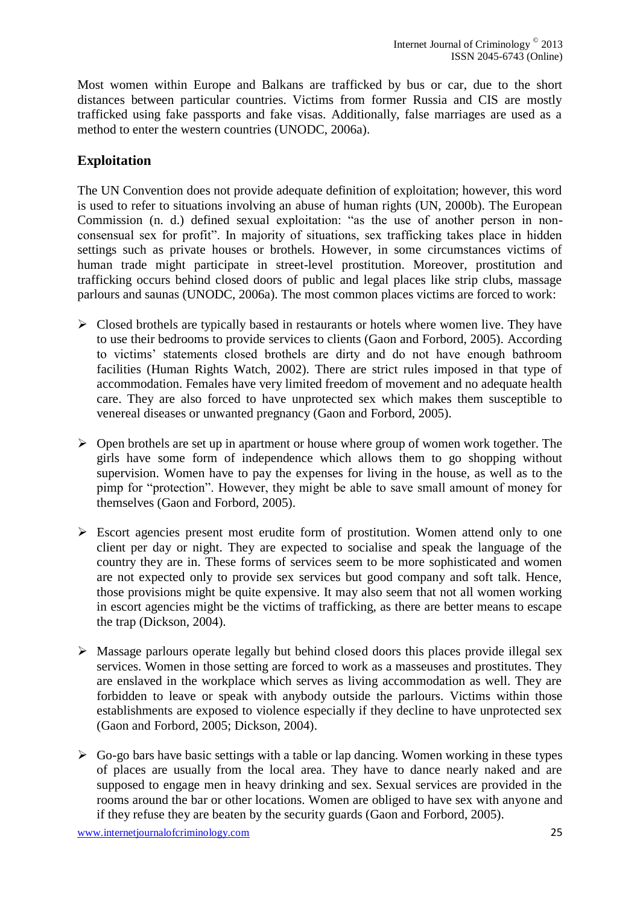Most women within Europe and Balkans are trafficked by bus or car, due to the short distances between particular countries. Victims from former Russia and CIS are mostly trafficked using fake passports and fake visas. Additionally, false marriages are used as a method to enter the western countries (UNODC, 2006a).

## Exploitation

The UN Convention does not provide adequate definition of exploitation; however, this word is used to refer to situations involving an abuse of human rights (UN, 2000b). The European Commission (n. d.) defined sexual exploitation: "as the use of another person in non-consensual sex for profit". In majority of situations, sex trafficking takes place in hidden settings such as private houses or brothels. However, in some circumstances victims of human trade might participate in street-level prostitution. Moreover, prostitution and trafficking occurs behind closed doors of public and legal places like strip clubs, massage parlours and saunas (UNODC, 2006a). The most common places victims are forced to work:

- Closed brothels are typically based in restaurants or hotels where women live. They have to use their bedrooms to provide services to clients (Gaon and Forbord, 2005). According to victims' statements closed brothels are dirty and do not have enough bathroom facilities (Human Rights Watch, 2002). There are strict rules imposed in that type of accommodation. Females have very limited freedom of movement and no adequate health care. They are also forced to have unprotected sex which makes them susceptible to venereal diseases or unwanted pregnancy (Gaon and Forbord, 2005).

- Open brothels are set up in apartment or house where group of women work together. The girls have some form of independence which allows them to go shopping without supervision. Women have to pay the expenses for living in the house, as well as to the pimp for "protection". However, they might be able to save small amount of money for themselves (Gaon and Forbord, 2005).

- Escort agencies present most erudite form of prostitution. Women attend only to one client per day or night. They are expected to socialise and speak the language of the country they are in. These forms of services seem to be more sophisticated and women are not expected only to provide sex services but good company and soft talk. Hence, those provisions might be quite expensive. It may also seem that not all women working in escort agencies might be the victims of trafficking, as there are better means to escape the trap (Dickson, 2004).

- Massage parlours operate legally but behind closed doors this places provide illegal sex services. Women in those setting are forced to work as a masseuses and prostitutes. They are enslaved in the workplace which serves as living accommodation as well. They are forbidden to leave or speak with anybody outside the parlours. Victims within those establishments are exposed to violence especially if they decline to have unprotected sex (Gaon and Forbord, 2005; Dickson, 2004).

- Go-go bars have basic settings with a table or lap dancing. Women working in these types of places are usually from the local area. They have to dance nearly naked and are supposed to engage men in heavy drinking and sex. Sexual services are provided in the rooms around the bar or other locations. Women are obliged to have sex with anyone and if they refuse they are beaten by the security guards (Gaon and Forbord, 2005).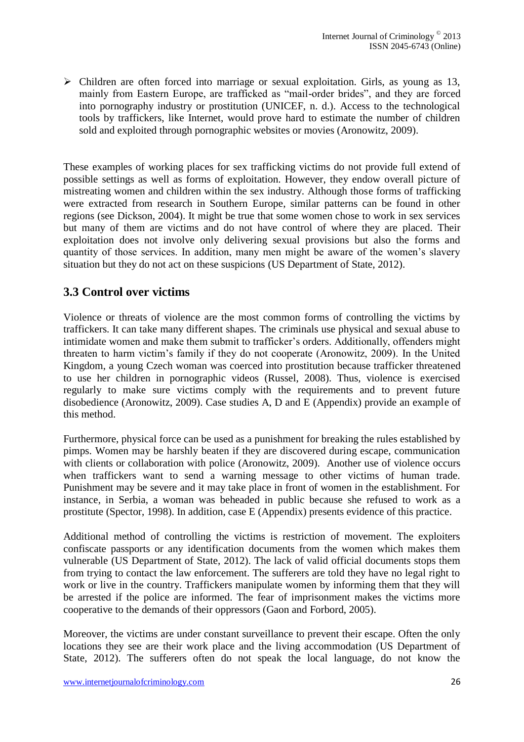- Children are often forced into marriage or sexual exploitation. Girls, as young as 13, mainly from Eastern Europe, are trafficked as "mail-order brides", and they are forced into pornography industry or prostitution (UNICEF, n. d.). Access to the technological tools by traffickers, like Internet, would prove hard to estimate the number of children sold and exploited through pornographic websites or movies (Aronowitz, 2009).

These examples of working places for sex trafficking victims do not provide full extend of possible settings as well as forms of exploitation. However, they endow overall picture of mistreating women and children within the sex industry. Although those forms of trafficking were extracted from research in Southern Europe, similar patterns can be found in other regions (see Dickson, 2004). It might be true that some women chose to work in sex services but many of them are victims and do not have control of where they are placed. Their exploitation does not involve only delivering sexual provisions but also the forms and quantity of those services. In addition, many men might be aware of the women's slavery situation but they do not act on these suspicions (US Department of State, 2012).

## 3.3 Control over victims

Violence or threats of violence are the most common forms of controlling the victims by traffickers. It can take many different shapes. The criminals use physical and sexual abuse to intimidate women and make them submit to trafficker's orders. Additionally, offenders might threaten to harm victim's family if they do not cooperate (Aronowitz, 2009). In the United Kingdom, a young Czech woman was coerced into prostitution because trafficker threatened to use her children in pornographic videos (Russel, 2008). Thus, violence is exercised regularly to make sure victims comply with the requirements and to prevent future disobedience (Aronowitz, 2009). Case studies A, D and E (Appendix) provide an example of this method.

Furthermore, physical force can be used as a punishment for breaking the rules established by pimps. Women may be harshly beaten if they are discovered during escape, communication with clients or collaboration with police (Aronowitz, 2009). Another use of violence occurs when traffickers want to send a warning message to other victims of human trade. Punishment may be severe and it may take place in front of women in the establishment. For instance, in Serbia, a woman was beheaded in public because she refused to work as a prostitute (Spector, 1998). In addition, case E (Appendix) presents evidence of this practice.

Additional method of controlling the victims is restriction of movement. The exploiters confiscate passports or any identification documents from the women which makes them vulnerable (US Department of State, 2012). The lack of valid official documents stops them from trying to contact the law enforcement. The sufferers are told they have no legal right to work or live in the country. Traffickers manipulate women by informing them that they will be arrested if the police are informed. The fear of imprisonment makes the victims more cooperative to the demands of their oppressors (Gaon and Forbord, 2005).

Moreover, the victims are under constant surveillance to prevent their escape. Often the only locations they see are their work place and the living accommodation (US Department of State, 2012). The sufferers often do not speak the local language, do not know the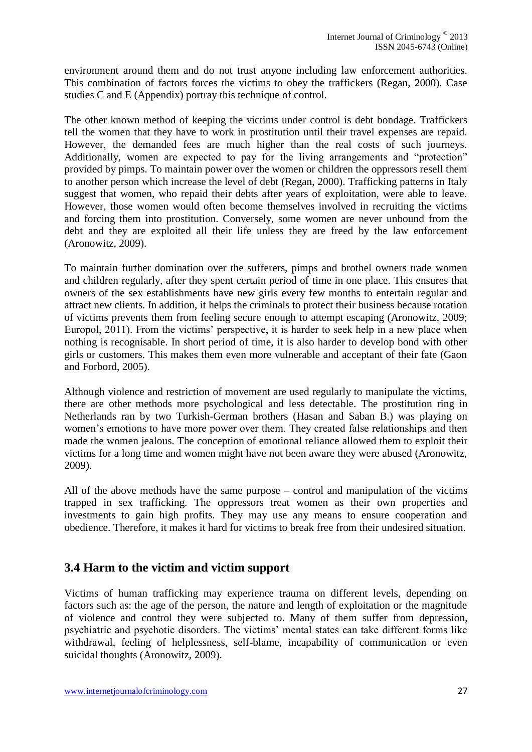environment around them and do not trust anyone including law enforcement authorities. This combination of factors forces the victims to obey the traffickers (Regan, 2000). Case studies C and E (Appendix) portray this technique of control.

The other known method of keeping the victims under control is debt bondage. Traffickers tell the women that they have to work in prostitution until their travel expenses are repaid. However, the demanded fees are much higher than the real costs of such journeys. Additionally, women are expected to pay for the living arrangements and "protection" provided by pimps. To maintain power over the women or children the oppressors resell them to another person which increase the level of debt (Regan, 2000). Trafficking patterns in Italy suggest that women, who repaid their debts after years of exploitation, were able to leave. However, those women would often become themselves involved in recruiting the victims and forcing them into prostitution. Conversely, some women are never unbound from the debt and they are exploited all their life unless they are freed by the law enforcement (Aronowitz, 2009).

To maintain further domination over the sufferers, pimps and brothel owners trade women and children regularly, after they spent certain period of time in one place. This ensures that owners of the sex establishments have new girls every few months to entertain regular and attract new clients. In addition, it helps the criminals to protect their business because rotation of victims prevents them from feeling secure enough to attempt escaping (Aronowitz, 2009; Europol, 2011). From the victims' perspective, it is harder to seek help in a new place when nothing is recognisable. In short period of time, it is also harder to develop bond with other girls or customers. This makes them even more vulnerable and acceptant of their fate (Gaon and Forbord, 2005).

Although violence and restriction of movement are used regularly to manipulate the victims, there are other methods more psychological and less detectable. The prostitution ring in Netherlands ran by two Turkish-German brothers (Hasan and Saban B.) was playing on women's emotions to have more power over them. They created false relationships and then made the women jealous. The conception of emotional reliance allowed them to exploit their victims for a long time and women might have not been aware they were abused (Aronowitz, 2009).

All of the above methods have the same purpose – control and manipulation of the victims trapped in sex trafficking. The oppressors treat women as their own properties and investments to gain high profits. They may use any means to ensure cooperation and obedience. Therefore, it makes it hard for victims to break free from their undesired situation.

## 3.4 Harm to the victim and victim support

Victims of human trafficking may experience trauma on different levels, depending on factors such as: the age of the person, the nature and length of exploitation or the magnitude of violence and control they were subjected to. Many of them suffer from depression, psychiatric and psychotic disorders. The victims' mental states can take different forms like withdrawal, feeling of helplessness, self-blame, incapability of communication or even suicidal thoughts (Aronowitz, 2009).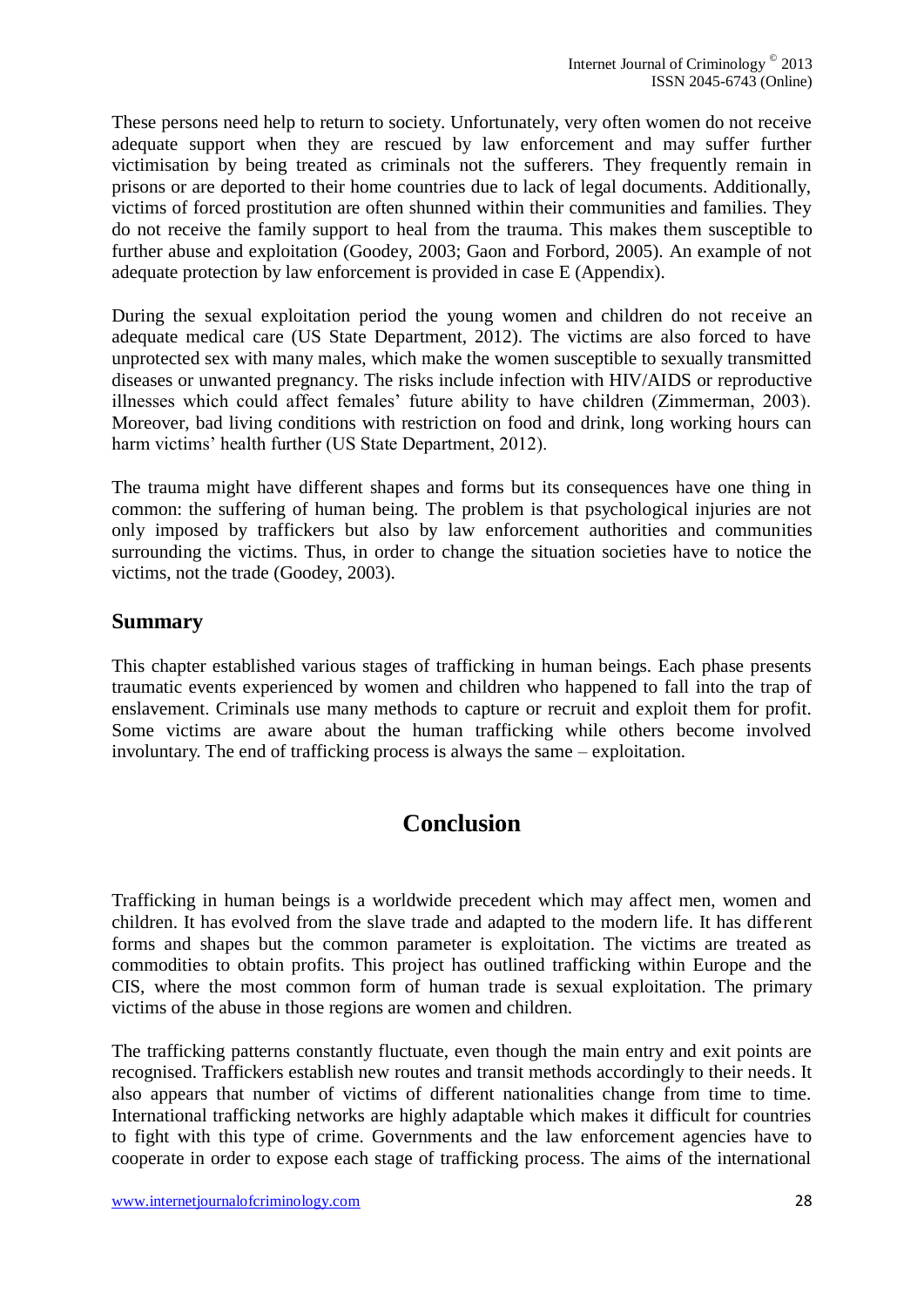These persons need help to return to society. Unfortunately, very often women do not receive adequate support when they are rescued by law enforcement and may suffer further victimisation by being treated as criminals not the sufferers. They frequently remain in prisons or are deported to their home countries due to lack of legal documents. Additionally, victims of forced prostitution are often shunned within their communities and families. They do not receive the family support to heal from the trauma. This makes them susceptible to further abuse and exploitation (Goodey, 2003; Gaon and Forbord, 2005). An example of not adequate protection by law enforcement is provided in case E (Appendix).

During the sexual exploitation period the young women and children do not receive an adequate medical care (US State Department, 2012). The victims are also forced to have unprotected sex with many males, which make the women susceptible to sexually transmitted diseases or unwanted pregnancy. The risks include infection with HIV/AIDS or reproductive illnesses which could affect females' future ability to have children (Zimmerman, 2003). Moreover, bad living conditions with restriction on food and drink, long working hours can harm victims' health further (US State Department, 2012).

The trauma might have different shapes and forms but its consequences have one thing in common: the suffering of human being. The problem is that psychological injuries are not only imposed by traffickers but also by law enforcement authorities and communities surrounding the victims. Thus, in order to change the situation societies have to notice the victims, not the trade (Goodey, 2003).

## Summary

This chapter established various stages of trafficking in human beings. Each phase presents traumatic events experienced by women and children who happened to fall into the trap of enslavement. Criminals use many methods to capture or recruit and exploit them for profit. Some victims are aware about the human trafficking while others become involved involuntary. The end of trafficking process is always the same – exploitation.

# Conclusion

Trafficking in human beings is a worldwide precedent which may affect men, women and children. It has evolved from the slave trade and adapted to the modern life. It has different forms and shapes but the common parameter is exploitation. The victims are treated as commodities to obtain profits. This project has outlined trafficking within Europe and the CIS, where the most common form of human trade is sexual exploitation. The primary victims of the abuse in those regions are women and children.

The trafficking patterns constantly fluctuate, even though the main entry and exit points are recognised. Traffickers establish new routes and transit methods accordingly to their needs. It also appears that number of victims of different nationalities change from time to time. International trafficking networks are highly adaptable which makes it difficult for countries to fight with this type of crime. Governments and the law enforcement agencies have to cooperate in order to expose each stage of trafficking process. The aims of the international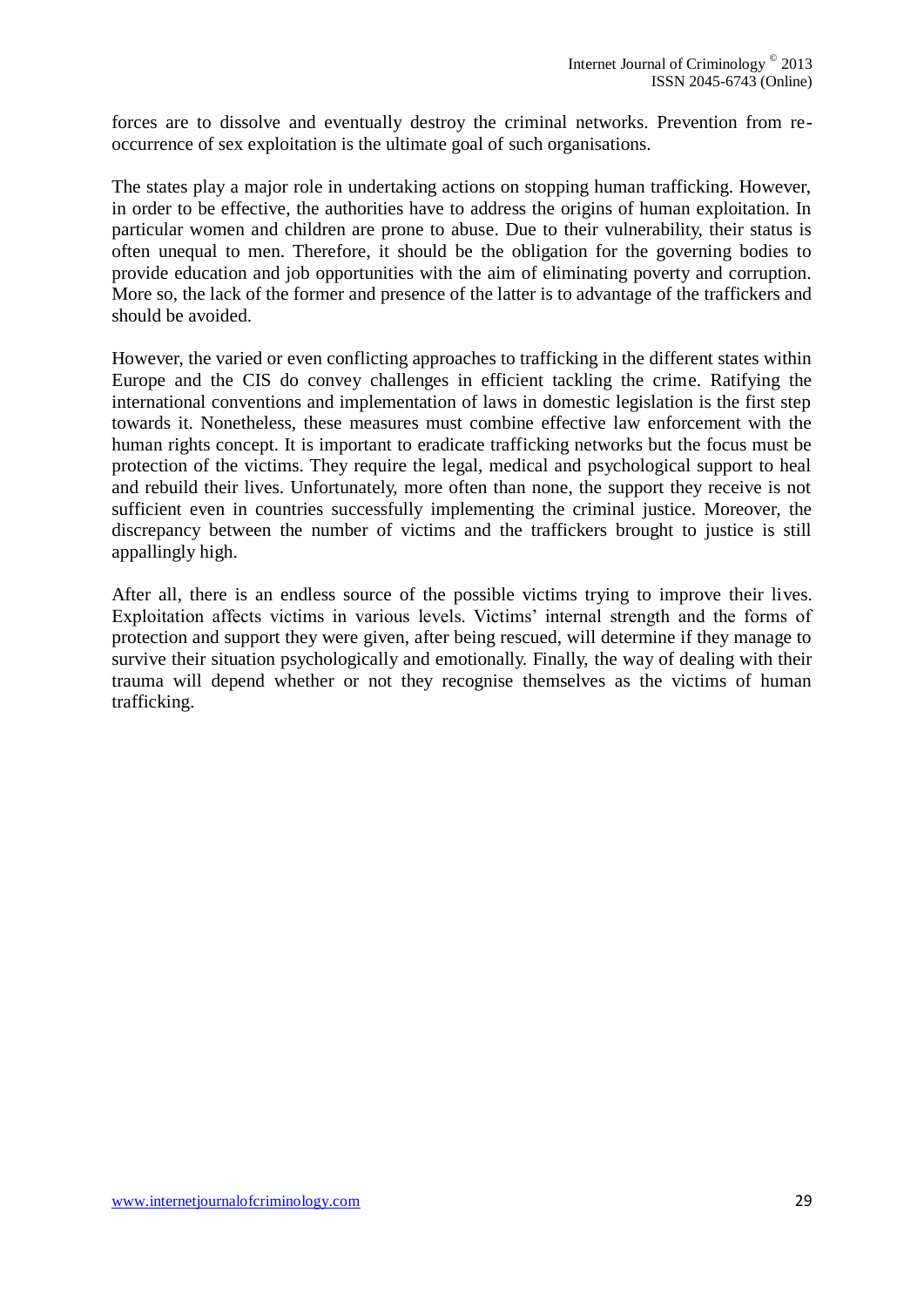forces are to dissolve and eventually destroy the criminal networks. Prevention from re-occurrence of sex exploitation is the ultimate goal of such organisations.

The states play a major role in undertaking actions on stopping human trafficking. However, in order to be effective, the authorities have to address the origins of human exploitation. In particular women and children are prone to abuse. Due to their vulnerability, their status is often unequal to men. Therefore, it should be the obligation for the governing bodies to provide education and job opportunities with the aim of eliminating poverty and corruption. More so, the lack of the former and presence of the latter is to advantage of the traffickers and should be avoided.

However, the varied or even conflicting approaches to trafficking in the different states within Europe and the CIS do convey challenges in efficient tackling the crime. Ratifying the international conventions and implementation of laws in domestic legislation is the first step towards it. Nonetheless, these measures must combine effective law enforcement with the human rights concept. It is important to eradicate trafficking networks but the focus must be protection of the victims. They require the legal, medical and psychological support to heal and rebuild their lives. Unfortunately, more often than none, the support they receive is not sufficient even in countries successfully implementing the criminal justice. Moreover, the discrepancy between the number of victims and the traffickers brought to justice is still appallingly high.

After all, there is an endless source of the possible victims trying to improve their lives. Exploitation affects victims in various levels. Victims' internal strength and the forms of protection and support they were given, after being rescued, will determine if they manage to survive their situation psychologically and emotionally. Finally, the way of dealing with their trauma will depend whether or not they recognise themselves as the victims of human trafficking.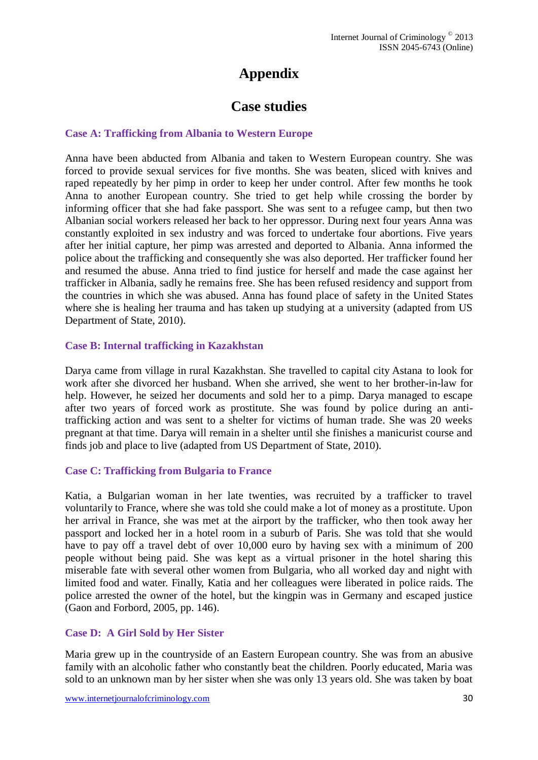# Appendix

## Case studies

### Case A: Trafficking from Albania to Western Europe

Anna have been abducted from Albania and taken to Western European country. She was forced to provide sexual services for five months. She was beaten, sliced with knives and raped repeatedly by her pimp in order to keep her under control. After few months he took Anna to another European country. She tried to get help while crossing the border by informing officer that she had fake passport. She was sent to a refugee camp, but then two Albanian social workers released her back to her oppressor. During next four years Anna was constantly exploited in sex industry and was forced to undertake four abortions. Five years after her initial capture, her pimp was arrested and deported to Albania. Anna informed the police about the trafficking and consequently she was also deported. Her trafficker found her and resumed the abuse. Anna tried to find justice for herself and made the case against her trafficker in Albania, sadly he remains free. She has been refused residency and support from the countries in which she was abused. Anna has found place of safety in the United States where she is healing her trauma and has taken up studying at a university (adapted from US Department of State, 2010).

### Case B: Internal trafficking in Kazakhstan

Darya came from village in rural Kazakhstan. She travelled to capital city Astana to look for work after she divorced her husband. When she arrived, she went to her brother-in-law for help. However, he seized her documents and sold her to a pimp. Darya managed to escape after two years of forced work as prostitute. She was found by police during an anti-trafficking action and was sent to a shelter for victims of human trade. She was 20 weeks pregnant at that time. Darya will remain in a shelter until she finishes a manicurist course and finds job and place to live (adapted from US Department of State, 2010).

### Case C: Trafficking from Bulgaria to France

Katia, a Bulgarian woman in her late twenties, was recruited by a trafficker to travel voluntarily to France, where she was told she could make a lot of money as a prostitute. Upon her arrival in France, she was met at the airport by the trafficker, who then took away her passport and locked her in a hotel room in a suburb of Paris. She was told that she would have to pay off a travel debt of over 10,000 euro by having sex with a minimum of 200 people without being paid. She was kept as a virtual prisoner in the hotel sharing this miserable fate with several other women from Bulgaria, who all worked day and night with limited food and water. Finally, Katia and her colleagues were liberated in police raids. The police arrested the owner of the hotel, but the kingpin was in Germany and escaped justice (Gaon and Forbord, 2005, pp. 146).

### Case D: A Girl Sold by Her Sister

Maria grew up in the countryside of an Eastern European country. She was from an abusive family with an alcoholic father who constantly beat the children. Poorly educated, Maria was sold to an unknown man by her sister when she was only 13 years old. She was taken by boat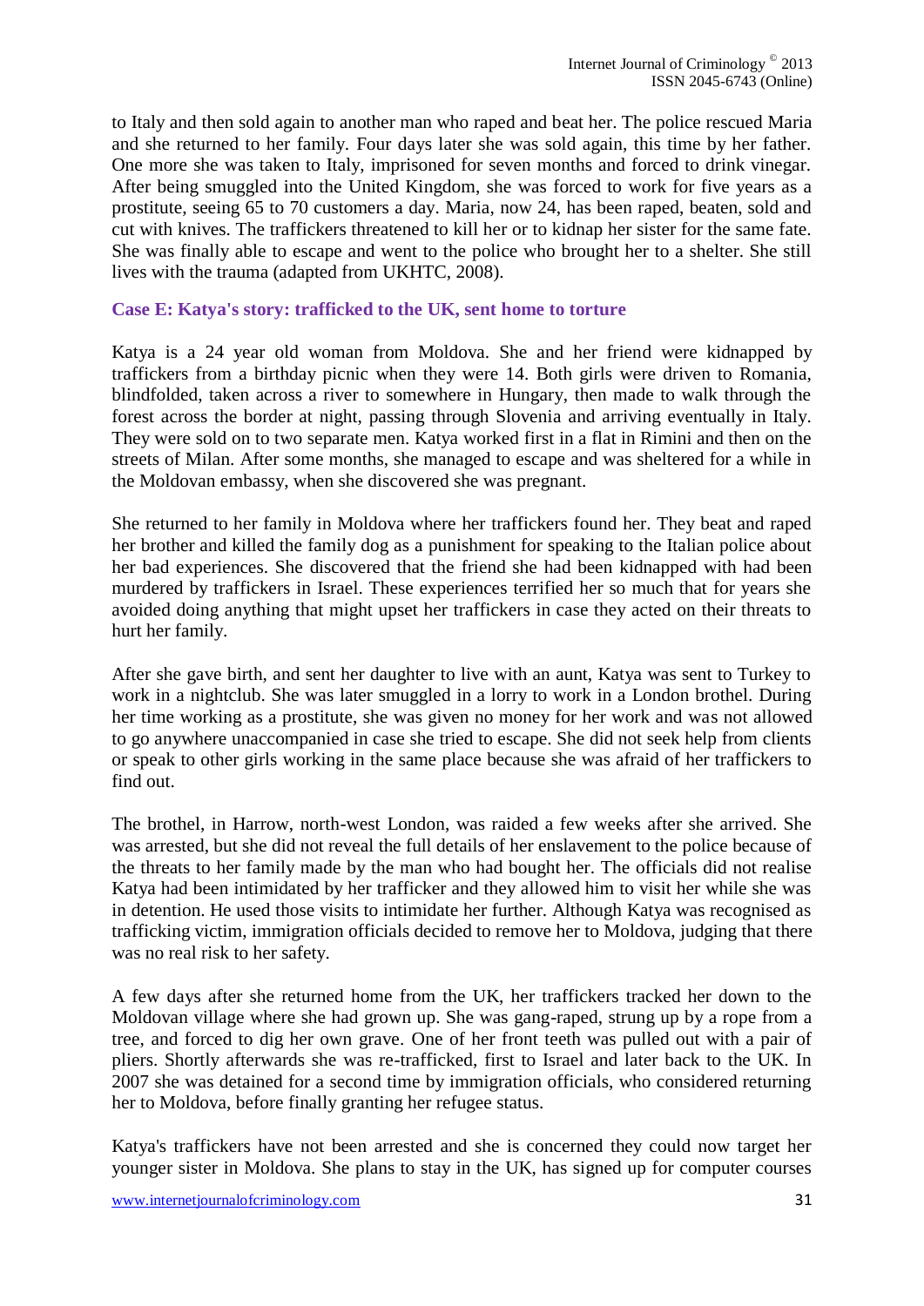to Italy and then sold again to another man who raped and beat her. The police rescued Maria and she returned to her family. Four days later she was sold again, this time by her father. One more she was taken to Italy, imprisoned for seven months and forced to drink vinegar. After being smuggled into the United Kingdom, she was forced to work for five years as a prostitute, seeing 65 to 70 customers a day. Maria, now 24, has been raped, beaten, sold and cut with knives. The traffickers threatened to kill her or to kidnap her sister for the same fate. She was finally able to escape and went to the police who brought her to a shelter. She still lives with the trauma (adapted from UKHTC, 2008).

### Case E: Katya's story: trafficked to the UK, sent home to torture

Katya is a 24 year old woman from Moldova. She and her friend were kidnapped by traffickers from a birthday picnic when they were 14. Both girls were driven to Romania, blindfolded, taken across a river to somewhere in Hungary, then made to walk through the forest across the border at night, passing through Slovenia and arriving eventually in Italy. They were sold on to two separate men. Katya worked first in a flat in Rimini and then on the streets of Milan. After some months, she managed to escape and was sheltered for a while in the Moldovan embassy, when she discovered she was pregnant.

She returned to her family in Moldova where her traffickers found her. They beat and raped her brother and killed the family dog as a punishment for speaking to the Italian police about her bad experiences. She discovered that the friend she had been kidnapped with had been murdered by traffickers in Israel. These experiences terrified her so much that for years she avoided doing anything that might upset her traffickers in case they acted on their threats to hurt her family.

After she gave birth, and sent her daughter to live with an aunt, Katya was sent to Turkey to work in a nightclub. She was later smuggled in a lorry to work in a London brothel. During her time working as a prostitute, she was given no money for her work and was not allowed to go anywhere unaccompanied in case she tried to escape. She did not seek help from clients or speak to other girls working in the same place because she was afraid of her traffickers to find out.

The brothel, in Harrow, north-west London, was raided a few weeks after she arrived. She was arrested, but she did not reveal the full details of her enslavement to the police because of the threats to her family made by the man who had bought her. The officials did not realise Katya had been intimidated by her trafficker and they allowed him to visit her while she was in detention. He used those visits to intimidate her further. Although Katya was recognised as trafficking victim, immigration officials decided to remove her to Moldova, judging that there was no real risk to her safety.

A few days after she returned home from the UK, her traffickers tracked her down to the Moldovan village where she had grown up. She was gang-raped, strung up by a rope from a tree, and forced to dig her own grave. One of her front teeth was pulled out with a pair of pliers. Shortly afterwards she was re-trafficked, first to Israel and later back to the UK. In 2007 she was detained for a second time by immigration officials, who considered returning her to Moldova, before finally granting her refugee status.

Katya's traffickers have not been arrested and she is concerned they could now target her younger sister in Moldova. She plans to stay in the UK, has signed up for computer courses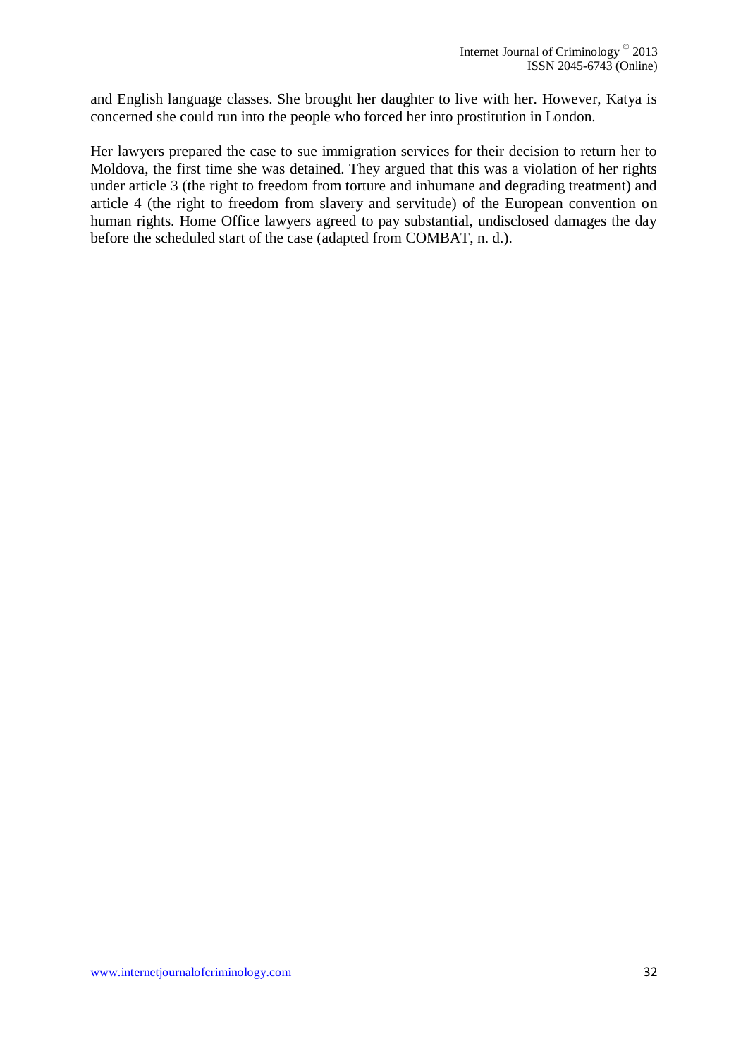and English language classes. She brought her daughter to live with her. However, Katya is concerned she could run into the people who forced her into prostitution in London.

Her lawyers prepared the case to sue immigration services for their decision to return her to Moldova, the first time she was detained. They argued that this was a violation of her rights under article 3 (the right to freedom from torture and inhumane and degrading treatment) and article 4 (the right to freedom from slavery and servitude) of the European convention on human rights. Home Office lawyers agreed to pay substantial, undisclosed damages the day before the scheduled start of the case (adapted from COMBAT, n. d.).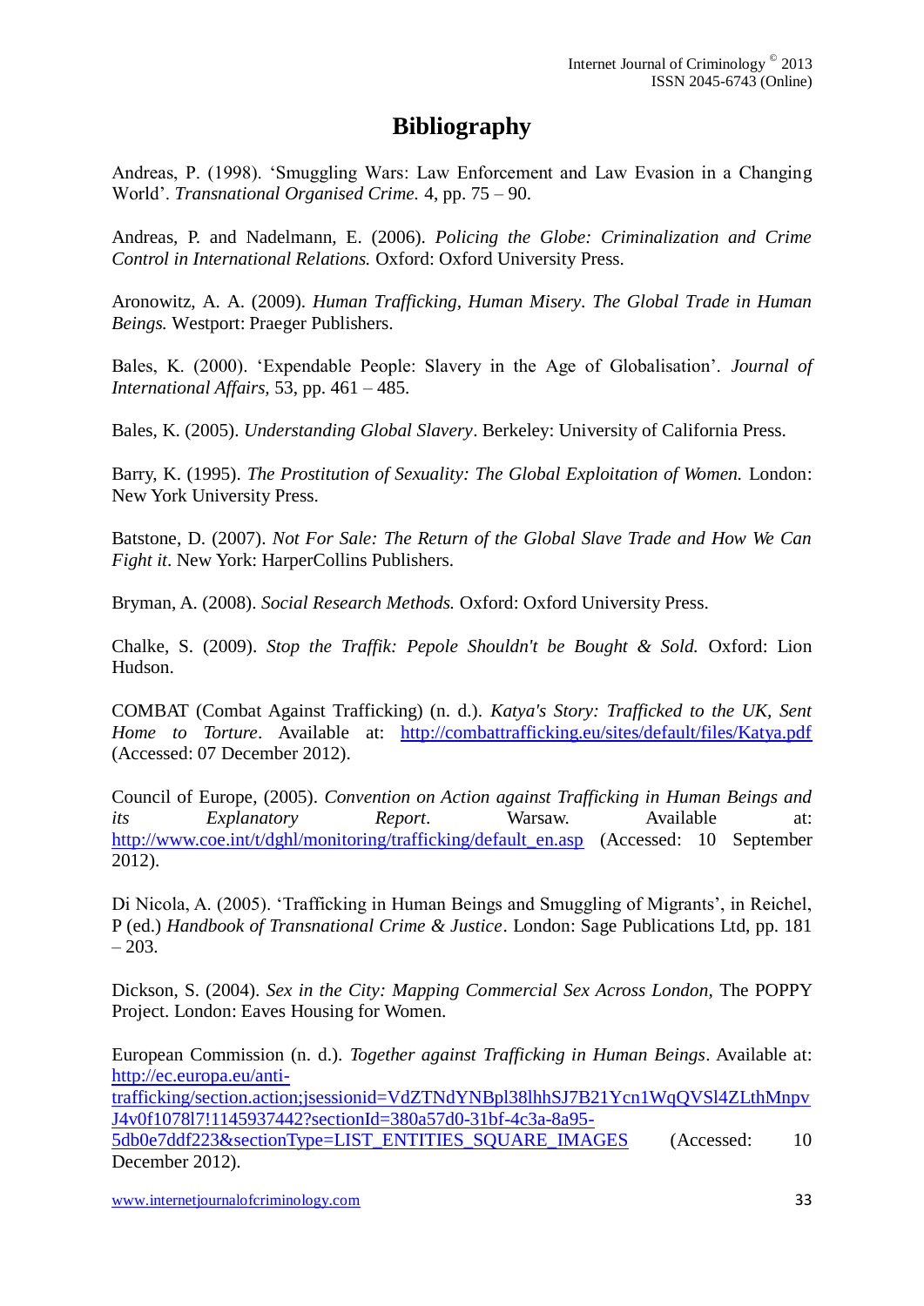# Bibliography

Andreas, P. (1998). 'Smuggling Wars: Law Enforcement and Law Evasion in a Changing World'. *Transnational Organised Crime.* 4, pp. 75 – 90.

Andreas, P. and Nadelmann, E. (2006). *Policing the Globe: Criminalization and Crime Control in International Relations.* Oxford: Oxford University Press.

Aronowitz, A. A. (2009). *Human Trafficking, Human Misery. The Global Trade in Human Beings.* Westport: Praeger Publishers.

Bales, K. (2000). 'Expendable People: Slavery in the Age of Globalisation'. *Journal of International Affairs,* 53, pp. 461 – 485.

Bales, K. (2005). *Understanding Global Slavery*. Berkeley: University of California Press.

Barry, K. (1995). *The Prostitution of Sexuality: The Global Exploitation of Women.* London: New York University Press.

Batstone, D. (2007). *Not For Sale: The Return of the Global Slave Trade and How We Can Fight it*. New York: HarperCollins Publishers.

Bryman, A. (2008). *Social Research Methods.* Oxford: Oxford University Press.

Chalke, S. (2009). *Stop the Traffik: Pepole Shouldn't be Bought & Sold.* Oxford: Lion Hudson.

COMBAT (Combat Against Trafficking) (n. d.). *Katya's Story: Trafficked to the UK, Sent Home to Torture*. Available at: http://combattrafficking.eu/sites/default/files/Katya.pdf (Accessed: 07 December 2012).

Council of Europe, (2005). *Convention on Action against Trafficking in Human Beings and its Explanatory Report*. Warsaw. Available at: http://www.coe.int/t/dghl/monitoring/trafficking/default_en.asp (Accessed: 10 September 2012).

Di Nicola, A. (2005). 'Trafficking in Human Beings and Smuggling of Migrants', in Reichel, P (ed.) *Handbook of Transnational Crime & Justice*. London: Sage Publications Ltd, pp. 181 – 203.

Dickson, S. (2004). *Sex in the City: Mapping Commercial Sex Across London*, The POPPY Project. London: Eaves Housing for Women.

European Commission (n. d.). *Together against Trafficking in Human Beings*. Available at: http://ec.europa.eu/anti-trafficking/section.action;jsessionid=VdZTNdYNBpl38lhhSJ7B21Ycn1WqQVSl4ZLthMnpvJ4v0f1078l7!1145937442?sectionId=380a57d0-31bf-4c3a-8a95-5db0e7ddf223&sectionType=LIST_ENTITIES_SQUARE_IMAGES (Accessed: 10 December 2012).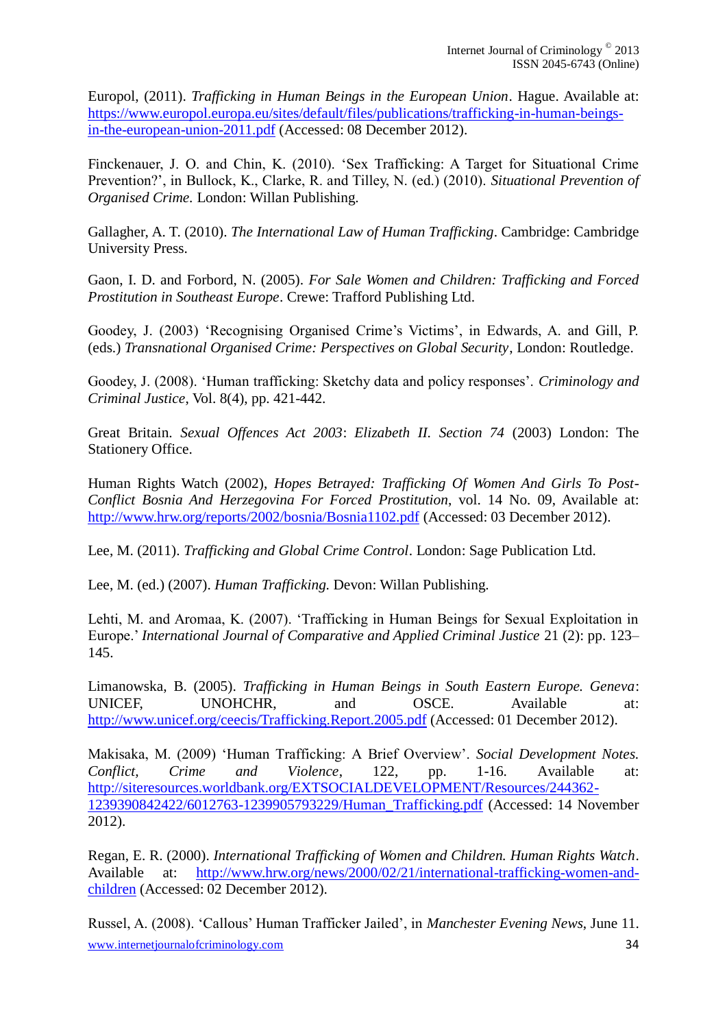Europol, (2011). *Trafficking in Human Beings in the European Union*. Hague. Available at: https://www.europol.europa.eu/sites/default/files/publications/trafficking-in-human-beings-in-the-european-union-2011.pdf (Accessed: 08 December 2012).

Finckenauer, J. O. and Chin, K. (2010). 'Sex Trafficking: A Target for Situational Crime Prevention?', in Bullock, K., Clarke, R. and Tilley, N. (ed.) (2010). *Situational Prevention of Organised Crime.* London: Willan Publishing.

Gallagher, A. T. (2010). *The International Law of Human Trafficking*. Cambridge: Cambridge University Press.

Gaon, I. D. and Forbord, N. (2005). *For Sale Women and Children: Trafficking and Forced Prostitution in Southeast Europe*. Crewe: Trafford Publishing Ltd.

Goodey, J. (2003) 'Recognising Organised Crime's Victims', in Edwards, A. and Gill, P. (eds.) *Transnational Organised Crime: Perspectives on Global Security*, London: Routledge.

Goodey, J. (2008). 'Human trafficking: Sketchy data and policy responses'. *Criminology and Criminal Justice*, Vol. 8(4), pp. 421-442.

Great Britain. *Sexual Offences Act 2003*: *Elizabeth II. Section 74* (2003) London: The Stationery Office.

Human Rights Watch (2002), *Hopes Betrayed: Trafficking Of Women And Girls To Post-Conflict Bosnia And Herzegovina For Forced Prostitution*, vol. 14 No. 09, Available at: http://www.hrw.org/reports/2002/bosnia/Bosnia1102.pdf (Accessed: 03 December 2012).

Lee, M. (2011). *Trafficking and Global Crime Control*. London: Sage Publication Ltd.

Lee, M. (ed.) (2007). *Human Trafficking.* Devon: Willan Publishing.

Lehti, M. and Aromaa, K. (2007). 'Trafficking in Human Beings for Sexual Exploitation in Europe.' *International Journal of Comparative and Applied Criminal Justice* 21 (2): pp. 123–145.

Limanowska, B. (2005). *Trafficking in Human Beings in South Eastern Europe. Geneva*: UNICEF, UNOHCHR, and OSCE. Available at: http://www.unicef.org/ceecis/Trafficking.Report.2005.pdf (Accessed: 01 December 2012).

Makisaka, M. (2009) 'Human Trafficking: A Brief Overview'. *Social Development Notes. Conflict, Crime and Violence*, 122, pp. 1-16. Available at: http://siteresources.worldbank.org/EXTSOCIALDEVELOPMENT/Resources/244362-1239390842422/6012763-1239905793229/Human_Trafficking.pdf (Accessed: 14 November 2012).

Regan, E. R. (2000). *International Trafficking of Women and Children. Human Rights Watch*. Available at: http://www.hrw.org/news/2000/02/21/international-trafficking-women-and-children (Accessed: 02 December 2012).

Russel, A. (2008). 'Callous' Human Trafficker Jailed', in *Manchester Evening News*, June 11.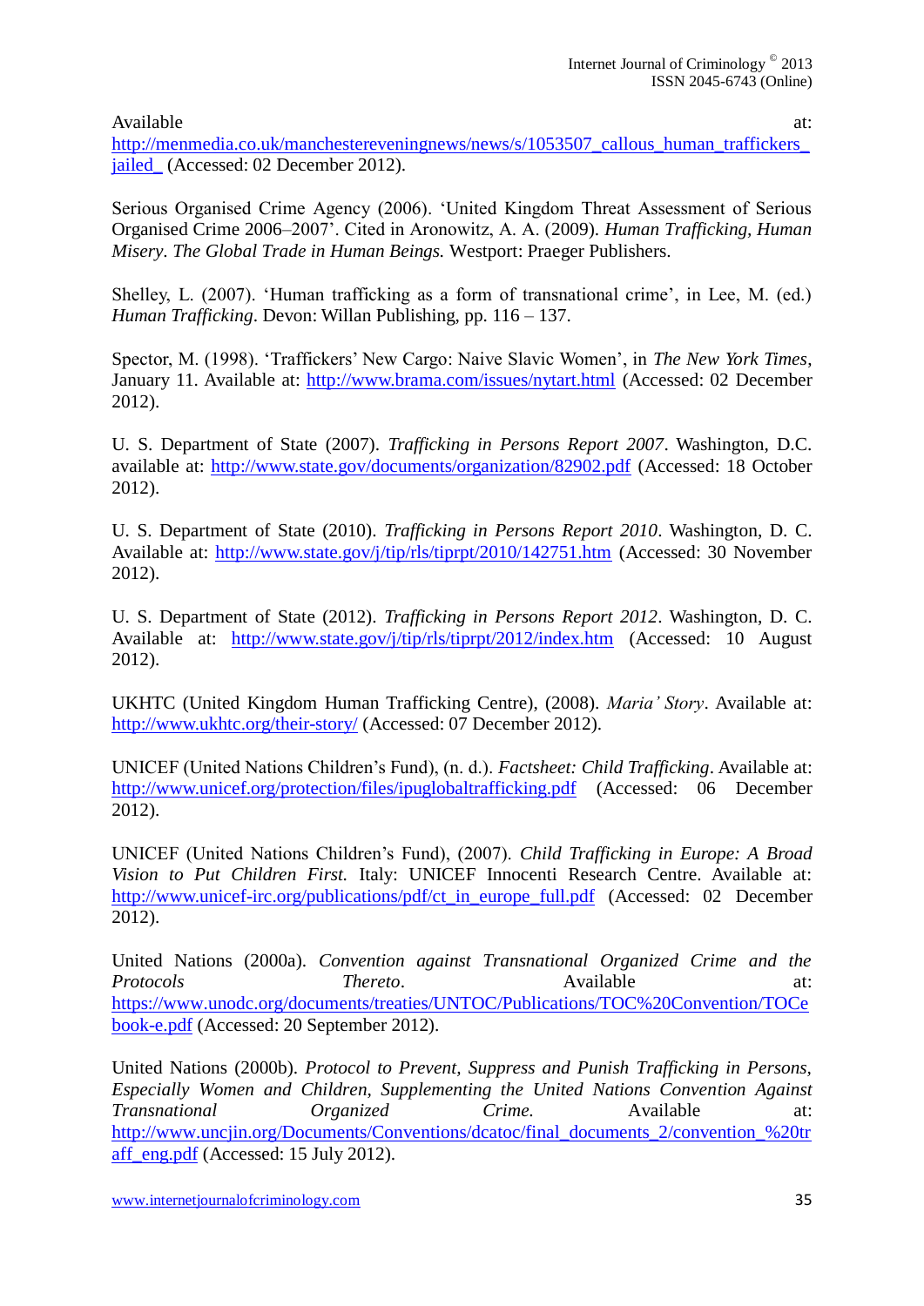Available at: http://menmedia.co.uk/manchestereveningnews/news/s/1053507_callous_human_traffickers_jailed_ (Accessed: 02 December 2012).

Serious Organised Crime Agency (2006). 'United Kingdom Threat Assessment of Serious Organised Crime 2006–2007'. Cited in Aronowitz, A. A. (2009). *Human Trafficking, Human Misery. The Global Trade in Human Beings.* Westport: Praeger Publishers.

Shelley, L. (2007). 'Human trafficking as a form of transnational crime', in Lee, M. (ed.) *Human Trafficking*. Devon: Willan Publishing, pp. 116 – 137.

Spector, M. (1998). 'Traffickers' New Cargo: Naive Slavic Women', in *The New York Times*, January 11. Available at: http://www.brama.com/issues/nytart.html (Accessed: 02 December 2012).

U. S. Department of State (2007). *Trafficking in Persons Report 2007*. Washington, D.C. available at: http://www.state.gov/documents/organization/82902.pdf (Accessed: 18 October 2012).

U. S. Department of State (2010). *Trafficking in Persons Report 2010*. Washington, D. C. Available at: http://www.state.gov/j/tip/rls/tiprpt/2010/142751.htm (Accessed: 30 November 2012).

U. S. Department of State (2012). *Trafficking in Persons Report 2012*. Washington, D. C. Available at: http://www.state.gov/j/tip/rls/tiprpt/2012/index.htm (Accessed: 10 August 2012).

UKHTC (United Kingdom Human Trafficking Centre), (2008). *Maria' Story*. Available at: http://www.ukhtc.org/their-story/ (Accessed: 07 December 2012).

UNICEF (United Nations Children's Fund), (n. d.). *Factsheet: Child Trafficking*. Available at: http://www.unicef.org/protection/files/ipuglobaltrafficking.pdf (Accessed: 06 December 2012).

UNICEF (United Nations Children's Fund), (2007). *Child Trafficking in Europe: A Broad Vision to Put Children First.* Italy: UNICEF Innocenti Research Centre. Available at: http://www.unicef-irc.org/publications/pdf/ct_in_europe_full.pdf (Accessed: 02 December 2012).

United Nations (2000a). *Convention against Transnational Organized Crime and the Protocols Thereto*. Available at: https://www.unodc.org/documents/treaties/UNTOC/Publications/TOC%20Convention/TOCebook-e.pdf (Accessed: 20 September 2012).

United Nations (2000b). *Protocol to Prevent, Suppress and Punish Trafficking in Persons, Especially Women and Children, Supplementing the United Nations Convention Against Transnational Organized Crime.* Available at: http://www.uncjin.org/Documents/Conventions/dcatoc/final_documents_2/convention_%20traff_eng.pdf (Accessed: 15 July 2012).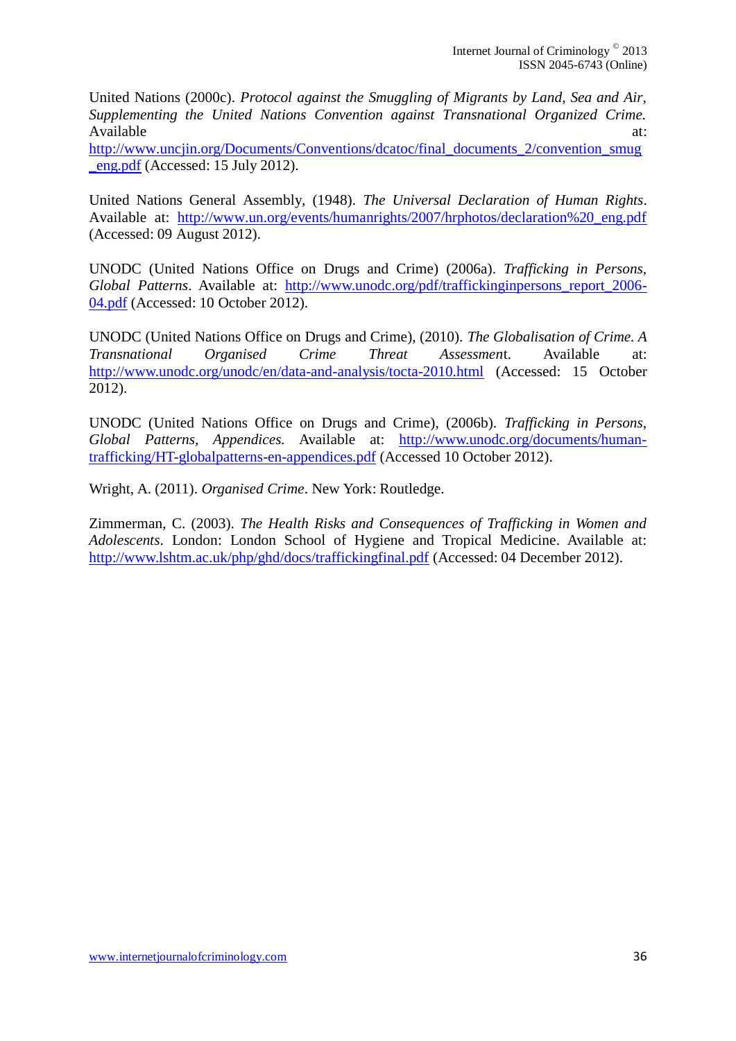United Nations (2000c). *Protocol against the Smuggling of Migrants by Land, Sea and Air, Supplementing the United Nations Convention against Transnational Organized Crime.* Available at: http://www.uncjin.org/Documents/Conventions/dcatoc/final_documents_2/convention_smug_eng.pdf (Accessed: 15 July 2012).

United Nations General Assembly, (1948). *The Universal Declaration of Human Rights*. Available at: http://www.un.org/events/humanrights/2007/hrphotos/declaration%20_eng.pdf (Accessed: 09 August 2012).

UNODC (United Nations Office on Drugs and Crime) (2006a). *Trafficking in Persons, Global Patterns*. Available at: http://www.unodc.org/pdf/traffickinginpersons_report_2006-04.pdf (Accessed: 10 October 2012).

UNODC (United Nations Office on Drugs and Crime), (2010). *The Globalisation of Crime. A Transnational Organised Crime Threat Assessment*. Available at: http://www.unodc.org/unodc/en/data-and-analysis/tocta-2010.html (Accessed: 15 October 2012).

UNODC (United Nations Office on Drugs and Crime), (2006b). *Trafficking in Persons, Global Patterns, Appendices.* Available at: http://www.unodc.org/documents/human-trafficking/HT-globalpatterns-en-appendices.pdf (Accessed 10 October 2012).

Wright, A. (2011). *Organised Crime*. New York: Routledge.

Zimmerman, C. (2003). *The Health Risks and Consequences of Trafficking in Women and Adolescents*. London: London School of Hygiene and Tropical Medicine. Available at: http://www.lshtm.ac.uk/php/ghd/docs/traffickingfinal.pdf (Accessed: 04 December 2012).